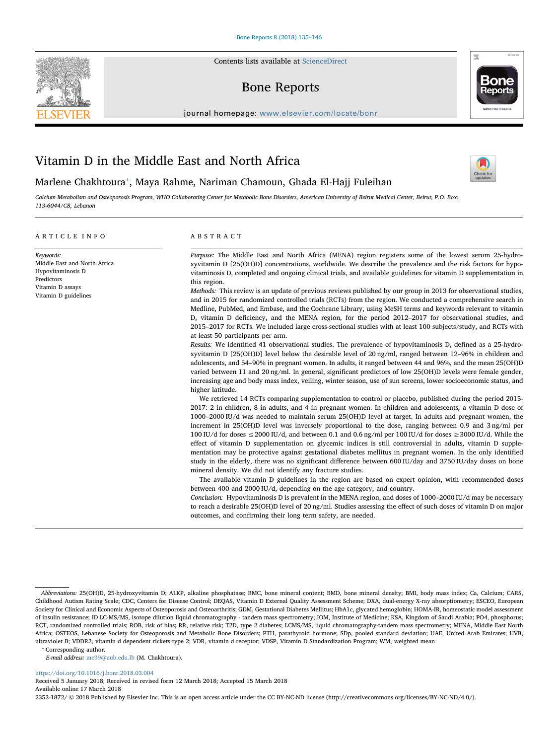# Vitamin D in the Middle East and North Africa

Marlene Chakhtoura*, Maya Rahme, Nariman Chamoun, Ghada El-Hajj Fuleihan

*Calcium Metabolism and Osteoporosis Program, WHO Collaborating Center for Metabolic Bone Disorders, American University of Beirut Medical Center, Beirut, P.O. Box: 113-6044/C8, Lebanon*

## ARTICLE INFO

*Keywords:*
Middle East and North Africa
Hypovitaminosis D
Predictors
Vitamin D assays
Vitamin D guidelines

## ABSTRACT

*Purpose:* The Middle East and North Africa (MENA) region registers some of the lowest serum 25-hydroxyvitamin D [25(OH)D] concentrations, worldwide. We describe the prevalence and the risk factors for hypovitaminosis D, completed and ongoing clinical trials, and available guidelines for vitamin D supplementation in this region.

*Methods:* This review is an update of previous reviews published by our group in 2013 for observational studies, and in 2015 for randomized controlled trials (RCTs) from the region. We conducted a comprehensive search in Medline, PubMed, and Embase, and the Cochrane Library, using MeSH terms and keywords relevant to vitamin D, vitamin D deficiency, and the MENA region, for the period 2012–2017 for observational studies, and 2015–2017 for RCTs. We included large cross-sectional studies with at least 100 subjects/study, and RCTs with at least 50 participants per arm.

*Results:* We identified 41 observational studies. The prevalence of hypovitaminosis D, defined as a 25-hydroxyvitamin D [25(OH)D] level below the desirable level of 20 ng/ml, ranged between 12–96% in children and adolescents, and 54–90% in pregnant women. In adults, it ranged between 44 and 96%, and the mean 25(OH)D varied between 11 and 20 ng/ml. In general, significant predictors of low 25(OH)D levels were female gender, increasing age and body mass index, veiling, winter season, use of sun screens, lower socioeconomic status, and higher latitude.

We retrieved 14 RCTs comparing supplementation to control or placebo, published during the period 2015-2017: 2 in children, 8 in adults, and 4 in pregnant women. In children and adolescents, a vitamin D dose of 1000–2000 IU/d was needed to maintain serum 25(OH)D level at target. In adults and pregnant women, the increment in 25(OH)D level was inversely proportional to the dose, ranging between 0.9 and 3 ng/ml per 100 IU/d for doses $\leq$2000 IU/d, and between 0.1 and 0.6 ng/ml per 100 IU/d for doses $\geq$3000 IU/d. While the effect of vitamin D supplementation on glycemic indices is still controversial in adults, vitamin D supplementation may be protective against gestational diabetes mellitus in pregnant women. In the only identified study in the elderly, there was no significant difference between 600 IU/day and 3750 IU/day doses on bone mineral density. We did not identify any fracture studies.

The available vitamin D guidelines in the region are based on expert opinion, with recommended doses between 400 and 2000 IU/d, depending on the age category, and country.

*Conclusion:* Hypovitaminosis D is prevalent in the MENA region, and doses of 1000–2000 IU/d may be necessary to reach a desirable 25(OH)D level of 20 ng/ml. Studies assessing the effect of such doses of vitamin D on major outcomes, and confirming their long term safety, are needed.

---

*Abbreviations:* 25(OH)D, 25-hydroxyvitamin D; ALKP, alkaline phosphatase; BMC, bone mineral content; BMD, bone mineral density; BMI, body mass index; Ca, Calcium; CARS, Childhood Autism Rating Scale; CDC, Centers for Disease Control; DEQAS, Vitamin D External Quality Assessment Scheme; DXA, dual-energy X-ray absorptiometry; ESCEO, European Society for Clinical and Economic Aspects of Osteoporosis and Osteoarthritis; GDM, Gestational Diabetes Mellitus; HbA1c, glycated hemoglobin; HOMA-IR, homeostatic model assessment of insulin resistance; ID LC-MS/MS, isotope dilution liquid chromatography - tandem mass spectrometry; IOM, Institute of Medicine; KSA, Kingdom of Saudi Arabia; PO4, phosphorus; RCT, randomized controlled trials; ROB, risk of bias; RR, relative risk; T2D, type 2 diabetes; LCMS/MS, liquid chromatography-tandem mass spectrometry; MENA, Middle East North Africa; OSTEOS, Lebanese Society for Osteoporosis and Metabolic Bone Disorders; PTH, parathyroid hormone; SDp, pooled standard deviation; UAE, United Arab Emirates; UVB, ultraviolet B; VDDR2, vitamin d dependent rickets type 2; VDR, vitamin d receptor; VDSP, Vitamin D Standardization Program; WM, weighted mean

* Corresponding author.
*E-mail address:* mc39@aub.edu.lb (M. Chakhtoura).

https://doi.org/10.1016/j.bonr.2018.03.004
Received 5 January 2018; Received in revised form 12 March 2018; Accepted 15 March 2018
Available online 17 March 2018
2352-1872/ © 2018 Published by Elsevier Inc. This is an open access article under the CC BY-NC-ND license (http://creativecommons.org/licenses/BY-NC-ND/4.0/).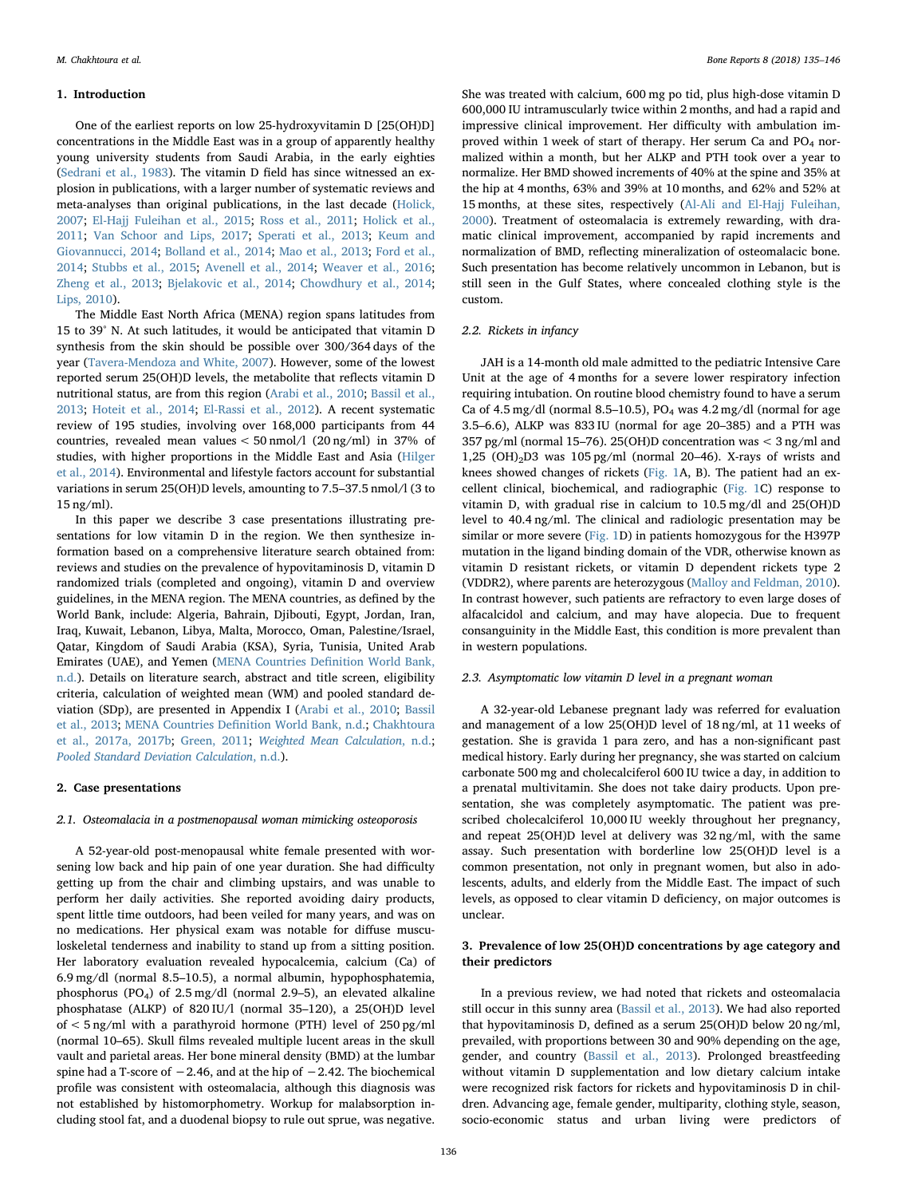## 1. Introduction

One of the earliest reports on low 25-hydroxyvitamin D [25(OH)D] concentrations in the Middle East was in a group of apparently healthy young university students from Saudi Arabia, in the early eighties (Sedrani et al., 1983). The vitamin D field has since witnessed an explosion in publications, with a larger number of systematic reviews and meta-analyses than original publications, in the last decade (Holick, 2007; El-Hajj Fuleihan et al., 2015; Ross et al., 2011; Holick et al., 2011; Van Schoor and Lips, 2017; Sperati et al., 2013; Keum and Giovannucci, 2014; Bolland et al., 2014; Mao et al., 2013; Ford et al., 2014; Stubbs et al., 2015; Avenell et al., 2014; Weaver et al., 2016; Zheng et al., 2013; Bjelakovic et al., 2014; Chowdhury et al., 2014; Lips, 2010).

The Middle East North Africa (MENA) region spans latitudes from 15 to 39° N. At such latitudes, it would be anticipated that vitamin D synthesis from the skin should be possible over 300/364 days of the year (Tavera-Mendoza and White, 2007). However, some of the lowest reported serum 25(OH)D levels, the metabolite that reflects vitamin D nutritional status, are from this region (Arabi et al., 2010; Bassil et al., 2013; Hoteit et al., 2014; El-Rassi et al., 2012). A recent systematic review of 195 studies, involving over 168,000 participants from 44 countries, revealed mean values < 50 nmol/l (20 ng/ml) in 37% of studies, with higher proportions in the Middle East and Asia (Hilger et al., 2014). Environmental and lifestyle factors account for substantial variations in serum 25(OH)D levels, amounting to 7.5–37.5 nmol/l (3 to 15 ng/ml).

In this paper we describe 3 case presentations illustrating presentations for low vitamin D in the region. We then synthesize information based on a comprehensive literature search obtained from: reviews and studies on the prevalence of hypovitaminosis D, vitamin D randomized trials (completed and ongoing), vitamin D and overview guidelines, in the MENA region. The MENA countries, as defined by the World Bank, include: Algeria, Bahrain, Djibouti, Egypt, Jordan, Iran, Iraq, Kuwait, Lebanon, Libya, Malta, Morocco, Oman, Palestine/Israel, Qatar, Kingdom of Saudi Arabia (KSA), Syria, Tunisia, United Arab Emirates (UAE), and Yemen (MENA Countries Definition World Bank, n.d.). Details on literature search, abstract and title screen, eligibility criteria, calculation of weighted mean (WM) and pooled standard deviation (SDp), are presented in Appendix I (Arabi et al., 2010; Bassil et al., 2013; MENA Countries Definition World Bank, n.d.; Chakhtoura et al., 2017a, 2017b; Green, 2011; *Weighted Mean Calculation*, n.d.; *Pooled Standard Deviation Calculation*, n.d.).

## 2. Case presentations

### 2.1. Osteomalacia in a postmenopausal woman mimicking osteoporosis

A 52-year-old post-menopausal white female presented with worsening low back and hip pain of one year duration. She had difficulty getting up from the chair and climbing upstairs, and was unable to perform her daily activities. She reported avoiding dairy products, spent little time outdoors, had been veiled for many years, and was on no medications. Her physical exam was notable for diffuse musculoskeletal tenderness and inability to stand up from a sitting position. Her laboratory evaluation revealed hypocalcemia, calcium (Ca) of 6.9 mg/dl (normal 8.5–10.5), a normal albumin, hypophosphatemia, phosphorus ($PO_4$) of 2.5 mg/dl (normal 2.9–5), an elevated alkaline phosphatase (ALKP) of 820 IU/l (normal 35–120), a 25(OH)D level of < 5 ng/ml with a parathyroid hormone (PTH) level of 250 pg/ml (normal 10–65). Skull films revealed multiple lucent areas in the skull vault and parietal areas. Her bone mineral density (BMD) at the lumbar spine had a T-score of −2.46, and at the hip of −2.42. The biochemical profile was consistent with osteomalacia, although this diagnosis was not established by histomorphometry. Workup for malabsorption including stool fat, and a duodenal biopsy to rule out sprue, was negative. She was treated with calcium, 600 mg po tid, plus high-dose vitamin D 600,000 IU intramuscularly twice within 2 months, and had a rapid and impressive clinical improvement. Her difficulty with ambulation improved within 1 week of start of therapy. Her serum Ca and $PO_4$ normalized within a month, but her ALKP and PTH took over a year to normalize. Her BMD showed increments of 40% at the spine and 35% at the hip at 4 months, 63% and 39% at 10 months, and 62% and 52% at 15 months, at these sites, respectively (Al-Ali and El-Hajj Fuleihan, 2000). Treatment of osteomalacia is extremely rewarding, with dramatic clinical improvement, accompanied by rapid increments and normalization of BMD, reflecting mineralization of osteomalacic bone. Such presentation has become relatively uncommon in Lebanon, but is still seen in the Gulf States, where concealed clothing style is the custom.

### 2.2. Rickets in infancy

JAH is a 14-month old male admitted to the pediatric Intensive Care Unit at the age of 4 months for a severe lower respiratory infection requiring intubation. On routine blood chemistry found to have a serum Ca of 4.5 mg/dl (normal 8.5–10.5), $PO_4$ was 4.2 mg/dl (normal for age 3.5–6.6), ALKP was 833 IU (normal for age 20–385) and a PTH was 357 pg/ml (normal 15–76). 25(OH)D concentration was < 3 ng/ml and 1,25 $(OH)_2D3$ was 105 pg/ml (normal 20–46). X-rays of wrists and knees showed changes of rickets (Fig. 1A, B). The patient had an excellent clinical, biochemical, and radiographic (Fig. 1C) response to vitamin D, with gradual rise in calcium to 10.5 mg/dl and 25(OH)D level to 40.4 ng/ml. The clinical and radiologic presentation may be similar or more severe (Fig. 1D) in patients homozygous for the H397P mutation in the ligand binding domain of the VDR, otherwise known as vitamin D resistant rickets, or vitamin D dependent rickets type 2 (VDDR2), where parents are heterozygous (Malloy and Feldman, 2010). In contrast however, such patients are refractory to even large doses of alfacalcidol and calcium, and may have alopecia. Due to frequent consanguinity in the Middle East, this condition is more prevalent than in western populations.

### 2.3. Asymptomatic low vitamin D level in a pregnant woman

A 32-year-old Lebanese pregnant lady was referred for evaluation and management of a low 25(OH)D level of 18 ng/ml, at 11 weeks of gestation. She is gravida 1 para zero, and has a non-significant past medical history. Early during her pregnancy, she was started on calcium carbonate 500 mg and cholecalciferol 600 IU twice a day, in addition to a prenatal multivitamin. She does not take dairy products. Upon presentation, she was completely asymptomatic. The patient was prescribed cholecalciferol 10,000 IU weekly throughout her pregnancy, and repeat 25(OH)D level at delivery was 32 ng/ml, with the same assay. Such presentation with borderline low 25(OH)D level is a common presentation, not only in pregnant women, but also in adolescents, adults, and elderly from the Middle East. The impact of such levels, as opposed to clear vitamin D deficiency, on major outcomes is unclear.

## 3. Prevalence of low 25(OH)D concentrations by age category and their predictors

In a previous review, we had noted that rickets and osteomalacia still occur in this sunny area (Bassil et al., 2013). We had also reported that hypovitaminosis D, defined as a serum 25(OH)D below 20 ng/ml, prevailed, with proportions between 30 and 90% depending on the age, gender, and country (Bassil et al., 2013). Prolonged breastfeeding without vitamin D supplementation and low dietary calcium intake were recognized risk factors for rickets and hypovitaminosis D in children. Advancing age, female gender, multiparity, clothing style, season, socio-economic status and urban living were predictors of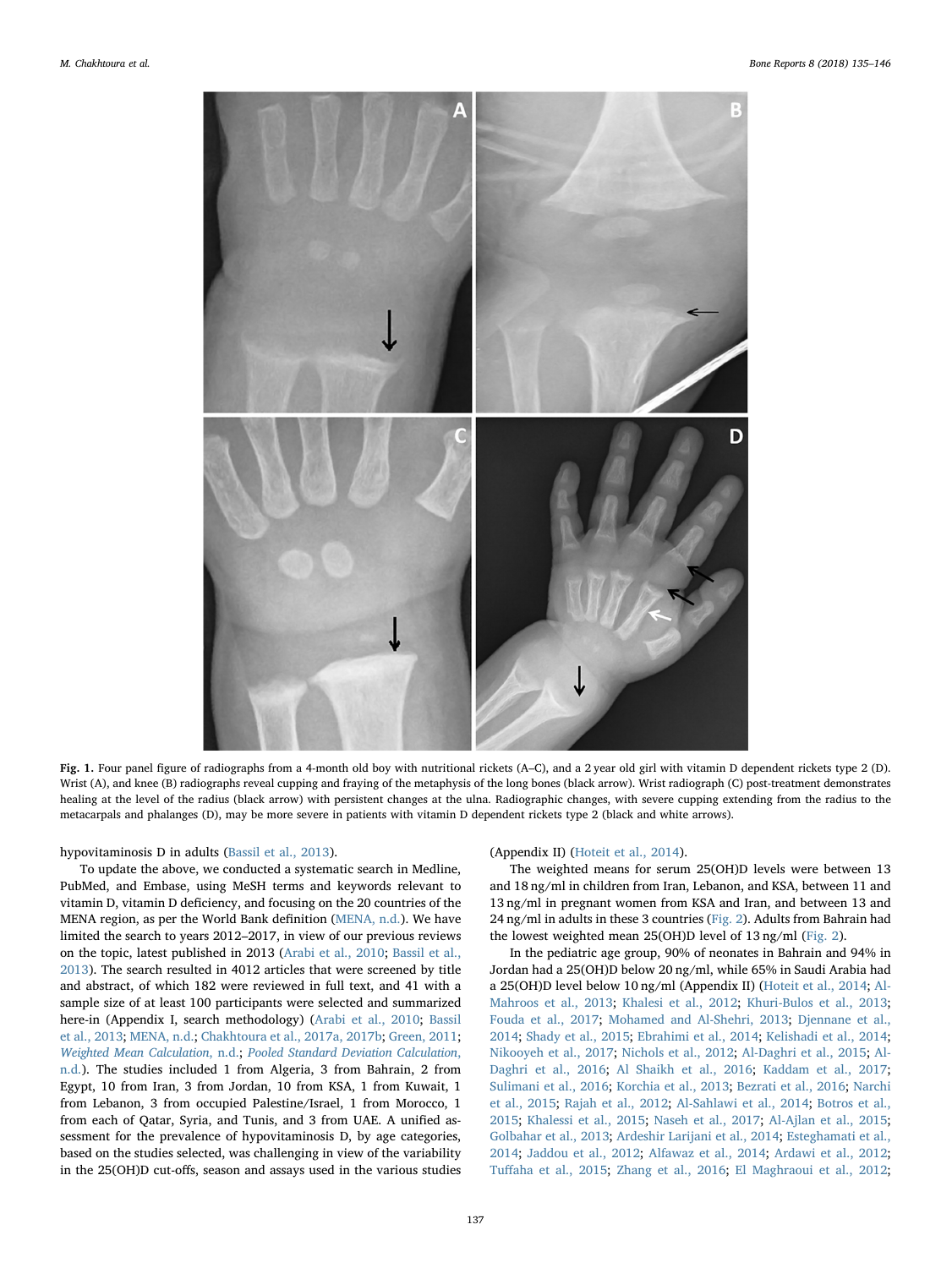Fig. 1. Four panel figure of radiographs from a 4-month old boy with nutritional rickets (A–C), and a 2 year old girl with vitamin D dependent rickets type 2 (D). Wrist (A), and knee (B) radiographs reveal cupping and fraying of the metaphysis of the long bones (black arrow). Wrist radiograph (C) post-treatment demonstrates healing at the level of the radius (black arrow) with persistent changes at the ulna. Radiographic changes, with severe cupping extending from the radius to the metacarpals and phalanges (D), may be more severe in patients with vitamin D dependent rickets type 2 (black and white arrows).

hypovitaminosis D in adults (Bassil et al., 2013).

To update the above, we conducted a systematic search in Medline, PubMed, and Embase, using MeSH terms and keywords relevant to vitamin D, vitamin D deficiency, and focusing on the 20 countries of the MENA region, as per the World Bank definition (MENA, n.d.). We have limited the search to years 2012–2017, in view of our previous reviews on the topic, latest published in 2013 (Arabi et al., 2010; Bassil et al., 2013). The search resulted in 4012 articles that were screened by title and abstract, of which 182 were reviewed in full text, and 41 with a sample size of at least 100 participants were selected and summarized here-in (Appendix I, search methodology) (Arabi et al., 2010; Bassil et al., 2013; MENA, n.d.; Chakhtoura et al., 2017a, 2017b; Green, 2011; *Weighted Mean Calculation*, n.d.; *Pooled Standard Deviation Calculation*, n.d.). The studies included 1 from Algeria, 3 from Bahrain, 2 from Egypt, 10 from Iran, 3 from Jordan, 10 from KSA, 1 from Kuwait, 1 from Lebanon, 3 from occupied Palestine/Israel, 1 from Morocco, 1 from each of Qatar, Syria, and Tunis, and 3 from UAE. A unified assessment for the prevalence of hypovitaminosis D, by age categories, based on the studies selected, was challenging in view of the variability in the 25(OH)D cut-offs, season and assays used in the various studies (Appendix II) (Hoteit et al., 2014).

The weighted means for serum 25(OH)D levels were between 13 and 18 ng/ml in children from Iran, Lebanon, and KSA, between 11 and 13 ng/ml in pregnant women from KSA and Iran, and between 13 and 24 ng/ml in adults in these 3 countries (Fig. 2). Adults from Bahrain had the lowest weighted mean 25(OH)D level of 13 ng/ml (Fig. 2).

In the pediatric age group, 90% of neonates in Bahrain and 94% in Jordan had a 25(OH)D below 20 ng/ml, while 65% in Saudi Arabia had a 25(OH)D level below 10 ng/ml (Appendix II) (Hoteit et al., 2014; Al-Mahroos et al., 2013; Khalesi et al., 2012; Khuri-Bulos et al., 2013; Fouda et al., 2017; Mohamed and Al-Shehri, 2013; Djennane et al., 2014; Shady et al., 2015; Ebrahimi et al., 2014; Kelishadi et al., 2014; Nikooyeh et al., 2017; Nichols et al., 2012; Al-Daghri et al., 2015; Al-Daghri et al., 2016; Al Shaikh et al., 2016; Kaddam et al., 2017; Sulimani et al., 2016; Korchia et al., 2013; Bezrati et al., 2016; Narchi et al., 2015; Rajah et al., 2012; Al-Sahlawi et al., 2014; Botros et al., 2015; Khalessi et al., 2015; Naseh et al., 2017; Al-Ajlan et al., 2015; Golbahar et al., 2013; Ardeshir Larijani et al., 2014; Esteghamati et al., 2014; Jaddou et al., 2012; Alfawaz et al., 2014; Ardawi et al., 2012; Tuffaha et al., 2015; Zhang et al., 2016; El Maghraoui et al., 2012;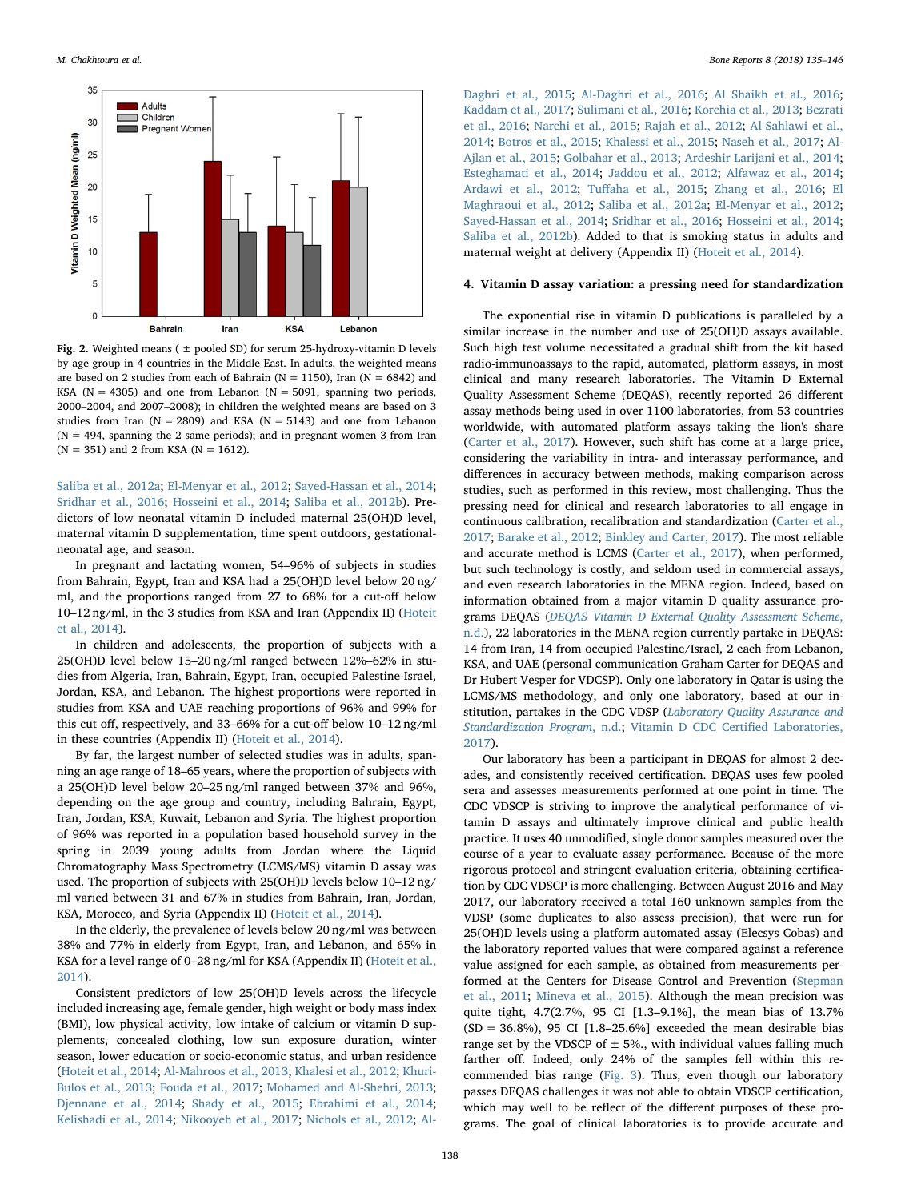Fig. 2. Weighted means ( ± pooled SD) for serum 25-hydroxy-vitamin D levels by age group in 4 countries in the Middle East. In adults, the weighted means are based on 2 studies from each of Bahrain (N = 1150), Iran (N = 6842) and KSA (N = 4305) and one from Lebanon (N = 5091, spanning two periods, 2000–2004, and 2007–2008); in children the weighted means are based on 3 studies from Iran (N = 2809) and KSA (N = 5143) and one from Lebanon (N = 494, spanning the 2 same periods); and in pregnant women 3 from Iran (N = 351) and 2 from KSA (N = 1612).

Saliba et al., 2012a; El-Menyar et al., 2012; Sayed-Hassan et al., 2014; Sridhar et al., 2016; Hosseini et al., 2014; Saliba et al., 2012b). Predictors of low neonatal vitamin D included maternal 25(OH)D level, maternal vitamin D supplementation, time spent outdoors, gestational-neonatal age, and season.

In pregnant and lactating women, 54–96% of subjects in studies from Bahrain, Egypt, Iran and KSA had a 25(OH)D level below 20 ng/ml, and the proportions ranged from 27 to 68% for a cut-off below 10–12 ng/ml, in the 3 studies from KSA and Iran (Appendix II) (Hoteit et al., 2014).

In children and adolescents, the proportion of subjects with a 25(OH)D level below 15–20 ng/ml ranged between 12%–62% in studies from Algeria, Iran, Bahrain, Egypt, Iran, occupied Palestine-Israel, Jordan, KSA, and Lebanon. The highest proportions were reported in studies from KSA and UAE reaching proportions of 96% and 99% for this cut off, respectively, and 33–66% for a cut-off below 10–12 ng/ml in these countries (Appendix II) (Hoteit et al., 2014).

By far, the largest number of selected studies was in adults, spanning an age range of 18–65 years, where the proportion of subjects with a 25(OH)D level below 20–25 ng/ml ranged between 37% and 96%, depending on the age group and country, including Bahrain, Egypt, Iran, Jordan, KSA, Kuwait, Lebanon and Syria. The highest proportion of 96% was reported in a population based household survey in the spring in 2039 young adults from Jordan where the Liquid Chromatography Mass Spectrometry (LCMS/MS) vitamin D assay was used. The proportion of subjects with 25(OH)D levels below 10–12 ng/ml varied between 31 and 67% in studies from Bahrain, Iran, Jordan, KSA, Morocco, and Syria (Appendix II) (Hoteit et al., 2014).

In the elderly, the prevalence of levels below 20 ng/ml was between 38% and 77% in elderly from Egypt, Iran, and Lebanon, and 65% in KSA for a level range of 0–28 ng/ml for KSA (Appendix II) (Hoteit et al., 2014).

Consistent predictors of low 25(OH)D levels across the lifecycle included increasing age, female gender, high weight or body mass index (BMI), low physical activity, low intake of calcium or vitamin D supplements, concealed clothing, low sun exposure duration, winter season, lower education or socio-economic status, and urban residence (Hoteit et al., 2014; Al-Mahroos et al., 2013; Khalesi et al., 2012; Khuri-Bulos et al., 2013; Fouda et al., 2017; Mohamed and Al-Shehri, 2013; Djennane et al., 2014; Shady et al., 2015; Ebrahimi et al., 2014; Kelishadi et al., 2014; Nikooyeh et al., 2017; Nichols et al., 2012; Al-Daghri et al., 2015; Al-Daghri et al., 2016; Al Shaikh et al., 2016; Kaddam et al., 2017; Sulimani et al., 2016; Korchia et al., 2013; Bezrati et al., 2016; Narchi et al., 2015; Rajah et al., 2012; Al-Sahlawi et al., 2014; Botros et al., 2015; Khalessi et al., 2015; Naseh et al., 2017; Al-Ajlan et al., 2015; Golbahar et al., 2013; Ardeshir Larijani et al., 2014; Esteghamati et al., 2014; Jaddou et al., 2012; Alfawaz et al., 2014; Ardawi et al., 2012; Tuffaha et al., 2015; Zhang et al., 2016; El Maghraoui et al., 2012; Saliba et al., 2012a; El-Menyar et al., 2012; Sayed-Hassan et al., 2014; Sridhar et al., 2016; Hosseini et al., 2014; Saliba et al., 2012b). Added to that is smoking status in adults and maternal weight at delivery (Appendix II) (Hoteit et al., 2014).

## 4. Vitamin D assay variation: a pressing need for standardization

The exponential rise in vitamin D publications is paralleled by a similar increase in the number and use of 25(OH)D assays available. Such high test volume necessitated a gradual shift from the kit based radio-immunoassays to the rapid, automated, platform assays, in most clinical and many research laboratories. The Vitamin D External Quality Assessment Scheme (DEQAS), recently reported 26 different assay methods being used in over 1100 laboratories, from 53 countries worldwide, with automated platform assays taking the lion's share (Carter et al., 2017). However, such shift has come at a large price, considering the variability in intra- and interassay performance, and differences in accuracy between methods, making comparison across studies, such as performed in this review, most challenging. Thus the pressing need for clinical and research laboratories to all engage in continuous calibration, recalibration and standardization (Carter et al., 2017; Barake et al., 2012; Binkley and Carter, 2017). The most reliable and accurate method is LCMS (Carter et al., 2017), when performed, but such technology is costly, and seldom used in commercial assays, and even research laboratories in the MENA region. Indeed, based on information obtained from a major vitamin D quality assurance programs DEQAS (*DEQAS Vitamin D External Quality Assessment Scheme*, n.d.), 22 laboratories in the MENA region currently partake in DEQAS: 14 from Iran, 14 from occupied Palestine/Israel, 2 each from Lebanon, KSA, and UAE (personal communication Graham Carter for DEQAS and Dr Hubert Vesper for VDCSP). Only one laboratory in Qatar is using the LCMS/MS methodology, and only one laboratory, based at our institution, partakes in the CDC VDSP (*Laboratory Quality Assurance and Standardization Program*, n.d.; Vitamin D CDC Certified Laboratories, 2017).

Our laboratory has been a participant in DEQAS for almost 2 decades, and consistently received certification. DEQAS uses few pooled sera and assesses measurements performed at one point in time. The CDC VDSCP is striving to improve the analytical performance of vitamin D assays and ultimately improve clinical and public health practice. It uses 40 unmodified, single donor samples measured over the course of a year to evaluate assay performance. Because of the more rigorous protocol and stringent evaluation criteria, obtaining certification by CDC VDSCP is more challenging. Between August 2016 and May 2017, our laboratory received a total 160 unknown samples from the VDSP (some duplicates to also assess precision), that were run for 25(OH)D levels using a platform automated assay (Elecsys Cobas) and the laboratory reported values that were compared against a reference value assigned for each sample, as obtained from measurements performed at the Centers for Disease Control and Prevention (Stepman et al., 2011; Mineva et al., 2015). Although the mean precision was quite tight, 4.7(2.7%, 95 CI [1.3–9.1%], the mean bias of 13.7% (SD = 36.8%), 95 CI [1.8–25.6%] exceeded the mean desirable bias range set by the VDSCP of ± 5%., with individual values falling much farther off. Indeed, only 24% of the samples fell within this recommended bias range (Fig. 3). Thus, even though our laboratory passes DEQAS challenges it was not able to obtain VDSCP certification, which may well to be reflect of the different purposes of these programs. The goal of clinical laboratories is to provide accurate and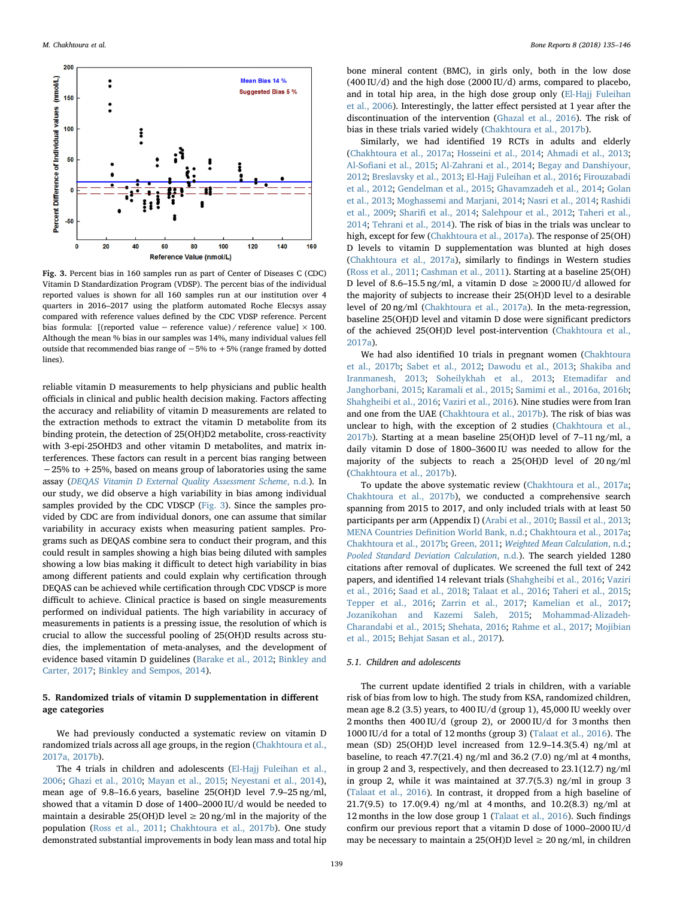Fig. 3. Percent bias in 160 samples run as part of Center of Diseases C (CDC) Vitamin D Standardization Program (VDSP). The percent bias of the individual reported values is shown for all 160 samples run at our institution over 4 quarters in 2016–2017 using the platform automated Roche Elecsys assay compared with reference values defined by the CDC VDSP reference. Percent bias formula: [(reported value − reference value) / reference value] × 100. Although the mean % bias in our samples was 14%, many individual values fell outside that recommended bias range of −5% to +5% (range framed by dotted lines).

reliable vitamin D measurements to help physicians and public health officials in clinical and public health decision making. Factors affecting the accuracy and reliability of vitamin D measurements are related to the extraction methods to extract the vitamin D metabolite from its binding protein, the detection of 25(OH)D2 metabolite, cross-reactivity with 3-epi-25OHD3 and other vitamin D metabolites, and matrix interferences. These factors can result in a percent bias ranging between −25% to +25%, based on means group of laboratories using the same assay (*DEQAS Vitamin D External Quality Assessment Scheme*, n.d.). In our study, we did observe a high variability in bias among individual samples provided by the CDC VDSCP (Fig. 3). Since the samples provided by CDC are from individual donors, one can assume that similar variability in accuracy exists when measuring patient samples. Programs such as DEQAS combine sera to conduct their program, and this could result in samples showing a high bias being diluted with samples showing a low bias making it difficult to detect high variability in bias among different patients and could explain why certification through DEQAS can be achieved while certification through CDC VDSCP is more difficult to achieve. Clinical practice is based on single measurements performed on individual patients. The high variability in accuracy of measurements in patients is a pressing issue, the resolution of which is crucial to allow the successful pooling of 25(OH)D results across studies, the implementation of meta-analyses, and the development of evidence based vitamin D guidelines (Barake et al., 2012; Binkley and Carter, 2017; Binkley and Sempos, 2014).

## 5. Randomized trials of vitamin D supplementation in different age categories

We had previously conducted a systematic review on vitamin D randomized trials across all age groups, in the region (Chakhtoura et al., 2017a, 2017b).

The 4 trials in children and adolescents (El-Hajj Fuleihan et al., 2006; Ghazi et al., 2010; Mayan et al., 2015; Neyestani et al., 2014), mean age of 9.8–16.6 years, baseline 25(OH)D level 7.9–25 ng/ml, showed that a vitamin D dose of 1400–2000 IU/d would be needed to maintain a desirable 25(OH)D level ≥ 20 ng/ml in the majority of the population (Ross et al., 2011; Chakhtoura et al., 2017b). One study demonstrated substantial improvements in body lean mass and total hip bone mineral content (BMC), in girls only, both in the low dose (400 IU/d) and the high dose (2000 IU/d) arms, compared to placebo, and in total hip area, in the high dose group only (El-Hajj Fuleihan et al., 2006). Interestingly, the latter effect persisted at 1 year after the discontinuation of the intervention (Ghazal et al., 2016). The risk of bias in these trials varied widely (Chakhtoura et al., 2017b).

Similarly, we had identified 19 RCTs in adults and elderly (Chakhtoura et al., 2017a; Hosseini et al., 2014; Ahmadi et al., 2013; Al-Sofiani et al., 2015; Al-Zahrani et al., 2014; Begay and Danshiyour, 2012; Breslavsky et al., 2013; El-Hajj Fuleihan et al., 2016; Firouzabadi et al., 2012; Gendelman et al., 2015; Ghavamzadeh et al., 2014; Golan et al., 2013; Moghassemi and Marjani, 2014; Nasri et al., 2014; Rashidi et al., 2009; Sharifi et al., 2014; Salehpour et al., 2012; Taheri et al., 2014; Tehrani et al., 2014). The risk of bias in the trials was unclear to high, except for few (Chakhtoura et al., 2017a). The response of 25(OH) D levels to vitamin D supplementation was blunted at high doses (Chakhtoura et al., 2017a), similarly to findings in Western studies (Ross et al., 2011; Cashman et al., 2011). Starting at a baseline 25(OH) D level of 8.6–15.5 ng/ml, a vitamin D dose ≥2000 IU/d allowed for the majority of subjects to increase their 25(OH)D level to a desirable level of 20 ng/ml (Chakhtoura et al., 2017a). In the meta-regression, baseline 25(OH)D level and vitamin D dose were significant predictors of the achieved 25(OH)D level post-intervention (Chakhtoura et al., 2017a).

We had also identified 10 trials in pregnant women (Chakhtoura et al., 2017b; Sabet et al., 2012; Dawodu et al., 2013; Shakiba and Iranmanesh, 2013; Soheilykhah et al., 2013; Etemadifar and Janghorbani, 2015; Karamali et al., 2015; Samimi et al., 2016a, 2016b; Shahgheibi et al., 2016; Vaziri et al., 2016). Nine studies were from Iran and one from the UAE (Chakhtoura et al., 2017b). The risk of bias was unclear to high, with the exception of 2 studies (Chakhtoura et al., 2017b). Starting at a mean baseline 25(OH)D level of 7–11 ng/ml, a daily vitamin D dose of 1800–3600 IU was needed to allow for the majority of the subjects to reach a 25(OH)D level of 20 ng/ml (Chakhtoura et al., 2017b).

To update the above systematic review (Chakhtoura et al., 2017a; Chakhtoura et al., 2017b), we conducted a comprehensive search spanning from 2015 to 2017, and only included trials with at least 50 participants per arm (Appendix I) (Arabi et al., 2010; Bassil et al., 2013; MENA Countries Definition World Bank, n.d.; Chakhtoura et al., 2017a; Chakhtoura et al., 2017b; Green, 2011; *Weighted Mean Calculation*, n.d.; *Pooled Standard Deviation Calculation*, n.d.). The search yielded 1280 citations after removal of duplicates. We screened the full text of 242 papers, and identified 14 relevant trials (Shahgheibi et al., 2016; Vaziri et al., 2016; Saad et al., 2018; Talaat et al., 2016; Taheri et al., 2015; Tepper et al., 2016; Zarrin et al., 2017; Kamelian et al., 2017; Jozanikohan and Kazemi Saleh, 2015; Mohammad-Alizadeh-Charandabi et al., 2015; Shehata, 2016; Rahme et al., 2017; Mojibian et al., 2015; Behjat Sasan et al., 2017).

### 5.1. Children and adolescents

The current update identified 2 trials in children, with a variable risk of bias from low to high. The study from KSA, randomized children, mean age 8.2 (3.5) years, to 400 IU/d (group 1), 45,000 IU weekly over 2 months then 400 IU/d (group 2), or 2000 IU/d for 3 months then 1000 IU/d for a total of 12 months (group 3) (Talaat et al., 2016). The mean (SD) 25(OH)D level increased from 12.9–14.3(5.4) ng/ml at baseline, to reach 47.7(21.4) ng/ml and 36.2 (7.0) ng/ml at 4 months, in group 2 and 3, respectively, and then decreased to 23.1(12.7) ng/ml in group 2, while it was maintained at 37.7(5.3) ng/ml in group 3 (Talaat et al., 2016). In contrast, it dropped from a high baseline of 21.7(9.5) to 17.0(9.4) ng/ml at 4 months, and 10.2(8.3) ng/ml at 12 months in the low dose group 1 (Talaat et al., 2016). Such findings confirm our previous report that a vitamin D dose of 1000–2000 IU/d may be necessary to maintain a 25(OH)D level ≥ 20 ng/ml, in children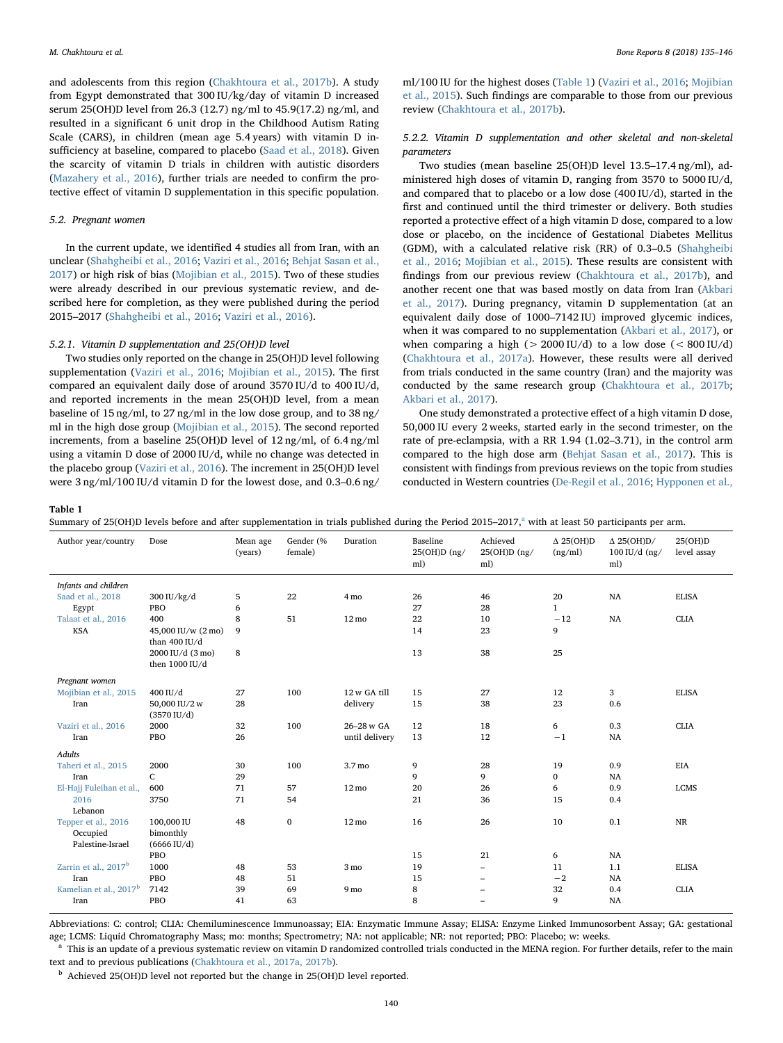and adolescents from this region (Chakhtoura et al., 2017b). A study from Egypt demonstrated that 300 IU/kg/day of vitamin D increased serum 25(OH)D level from 26.3 (12.7) ng/ml to 45.9(17.2) ng/ml, and resulted in a significant 6 unit drop in the Childhood Autism Rating Scale (CARS), in children (mean age 5.4 years) with vitamin D insufficiency at baseline, compared to placebo (Saad et al., 2018). Given the scarcity of vitamin D trials in children with autistic disorders (Mazahery et al., 2016), further trials are needed to confirm the protective effect of vitamin D supplementation in this specific population.

### 5.2. Pregnant women

In the current update, we identified 4 studies all from Iran, with an unclear (Shahgheibi et al., 2016; Vaziri et al., 2016; Behjat Sasan et al., 2017) or high risk of bias (Mojibian et al., 2015). Two of these studies were already described in our previous systematic review, and described here for completion, as they were published during the period 2015–2017 (Shahgheibi et al., 2016; Vaziri et al., 2016).

#### 5.2.1. Vitamin D supplementation and 25(OH)D level

Two studies only reported on the change in 25(OH)D level following supplementation (Vaziri et al., 2016; Mojibian et al., 2015). The first compared an equivalent daily dose of around 3570 IU/d to 400 IU/d, and reported increments in the mean 25(OH)D level, from a mean baseline of 15 ng/ml, to 27 ng/ml in the low dose group, and to 38 ng/ml in the high dose group (Mojibian et al., 2015). The second reported increments, from a baseline 25(OH)D level of 12 ng/ml, of 6.4 ng/ml using a vitamin D dose of 2000 IU/d, while no change was detected in the placebo group (Vaziri et al., 2016). The increment in 25(OH)D level were 3 ng/ml/100 IU/d vitamin D for the lowest dose, and 0.3–0.6 ng/ml/100 IU for the highest doses (Table 1) (Vaziri et al., 2016; Mojibian et al., 2015). Such findings are comparable to those from our previous review (Chakhtoura et al., 2017b).

#### 5.2.2. Vitamin D supplementation and other skeletal and non-skeletal parameters

Two studies (mean baseline 25(OH)D level 13.5–17.4 ng/ml), administered high doses of vitamin D, ranging from 3570 to 5000 IU/d, and compared that to placebo or a low dose (400 IU/d), started in the first and continued until the third trimester or delivery. Both studies reported a protective effect of a high vitamin D dose, compared to a low dose or placebo, on the incidence of Gestational Diabetes Mellitus (GDM), with a calculated relative risk (RR) of 0.3–0.5 (Shahgheibi et al., 2016; Mojibian et al., 2015). These results are consistent with findings from our previous review (Chakhtoura et al., 2017b), and another recent one that was based mostly on data from Iran (Akbari et al., 2017). During pregnancy, vitamin D supplementation (at an equivalent daily dose of 1000–7142 IU) improved glycemic indices, when it was compared to no supplementation (Akbari et al., 2017), or when comparing a high (> 2000 IU/d) to a low dose (< 800 IU/d) (Chakhtoura et al., 2017a). However, these results were all derived from trials conducted in the same country (Iran) and the majority was conducted by the same research group (Chakhtoura et al., 2017b; Akbari et al., 2017).

One study demonstrated a protective effect of a high vitamin D dose, 50,000 IU every 2 weeks, started early in the second trimester, on the rate of pre-eclampsia, with a RR 1.94 (1.02–3.71), in the control arm compared to the high dose arm (Behjat Sasan et al., 2017). This is consistent with findings from previous reviews on the topic from studies conducted in Western countries (De-Regil et al., 2016; Hypponen et al.,

**Table 1**
Summary of 25(OH)D levels before and after supplementation in trials published during the Period 2015–2017,[a] with at least 50 participants per arm.

| Author year/country | Dose | Mean age (years) | Gender (% female) | Duration | Baseline 25(OH)D (ng/ml) | Achieved 25(OH)D (ng/ml) | Δ 25(OH)D (ng/ml) | Δ 25(OH)D/100 IU/d (ng/ml) | 25(OH)D level assay |
|---|---|---|---|---|---|---|---|---|---|
| *Infants and children* | | | | | | | | | |
| Saad et al., 2018 | 300 IU/kg/d | 5 | 22 | 4 mo | 26 | 46 | 20 | NA | ELISA |
| Egypt | PBO | 6 | | | 27 | 28 | 1 | | |
| Talaat et al., 2016 | 400 | 8 | 51 | 12 mo | 22 | 10 | −12 | NA | CLIA |
| KSA | 45,000 IU/w (2 mo) than 400 IU/d | 9 | | | 14 | 23 | 9 | | |
| | 2000 IU/d (3 mo) then 1000 IU/d | 8 | | | 13 | 38 | 25 | | |
| *Pregnant women* | | | | | | | | | |
| Mojibian et al., 2015 | 400 IU/d | 27 | 100 | 12 w GA till delivery | 15 | 27 | 12 | 3 | ELISA |
| Iran | 50,000 IU/2 w (3570 IU/d) | 28 | | | 15 | 38 | 23 | 0.6 | |
| Vaziri et al., 2016 | 2000 | 32 | 100 | 26–28 w GA until delivery | 12 | 18 | 6 | 0.3 | CLIA |
| Iran | PBO | 26 | | | 13 | 12 | −1 | NA | |
| *Adults* | | | | | | | | | |
| Taheri et al., 2015 | 2000 | 30 | 100 | 3.7 mo | 9 | 28 | 19 | 0.9 | EIA |
| Iran | C | 29 | | | 9 | 9 | 0 | NA | |
| El-Hajj Fuleihan et al., 2016 | 600 | 71 | 57 | 12 mo | 20 | 26 | 6 | 0.9 | LCMS |
| Lebanon | 3750 | 71 | 54 | | 21 | 36 | 15 | 0.4 | |
| Tepper et al., 2016 | 100,000 IU bimonthly (6666 IU/d) | 48 | 0 | 12 mo | 16 | 26 | 10 | 0.1 | NR |
| Occupied Palestine-Israel | PBO | | | | 15 | 21 | 6 | NA | |
| Zarrin et al., 2017[b] | 1000 | 48 | 53 | 3 mo | 19 | – | 11 | 1.1 | ELISA |
| Iran | PBO | 48 | 51 | | 15 | – | −2 | NA | |
| Kamelian et al., 2017[b] | 7142 | 39 | 69 | 9 mo | 8 | – | 32 | 0.4 | CLIA |
| Iran | PBO | 41 | 63 | | 8 | – | 9 | NA | |

Abbreviations: C: control; CLIA: Chemiluminescence Immunoassay; EIA: Enzymatic Immune Assay; ELISA: Enzyme Linked Immunosorbent Assay; GA: gestational age; LCMS: Liquid Chromatography Mass; mo: months; Spectrometry; NA: not applicable; NR: not reported; PBO: Placebo; w: weeks.

[a] This is an update of a previous systematic review on vitamin D randomized controlled trials conducted in the MENA region. For further details, refer to the main text and to previous publications (Chakhtoura et al., 2017a, 2017b).

[b] Achieved 25(OH)D level not reported but the change in 25(OH)D level reported.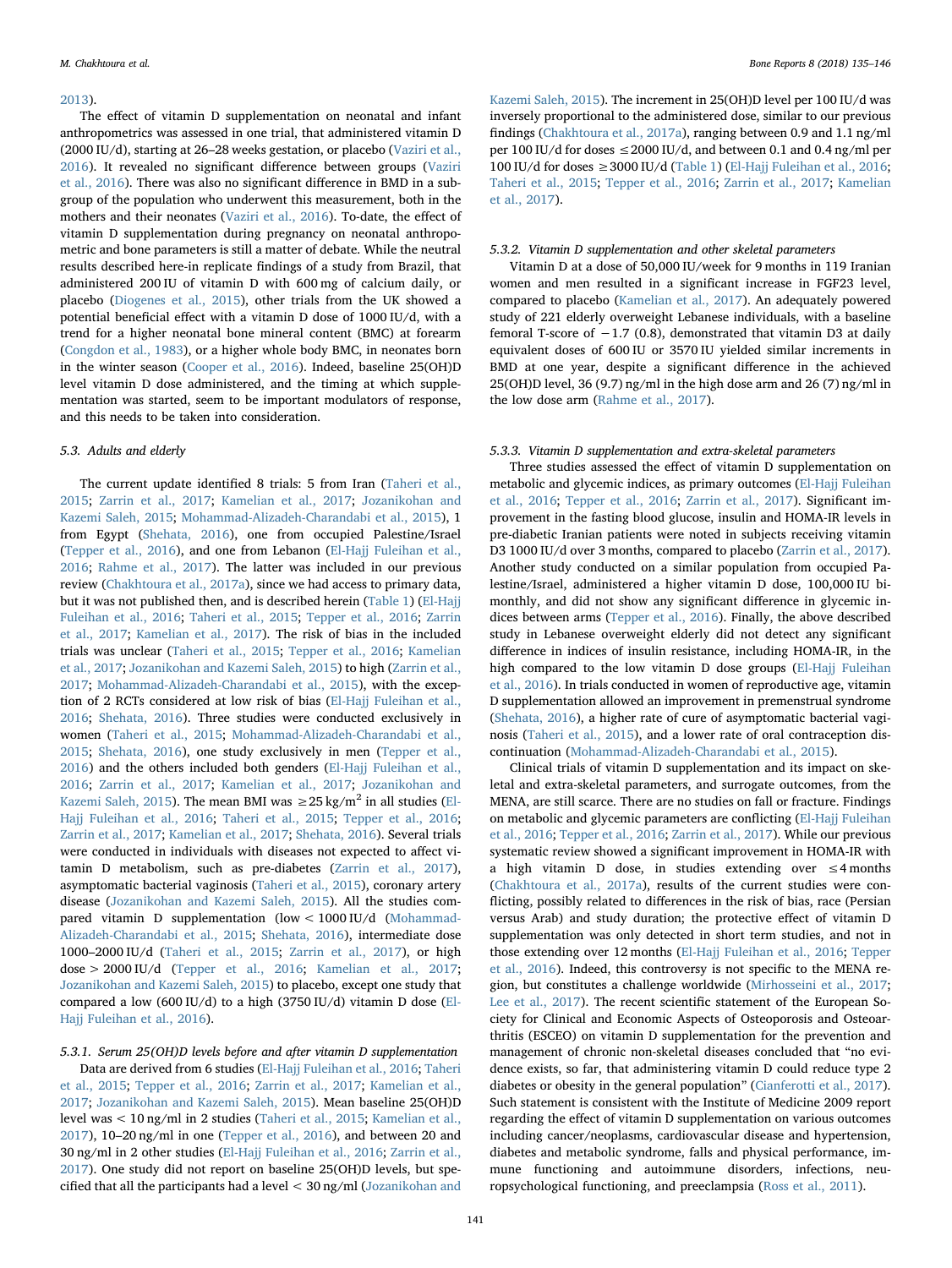2013).

The effect of vitamin D supplementation on neonatal and infant anthropometrics was assessed in one trial, that administered vitamin D (2000 IU/d), starting at 26–28 weeks gestation, or placebo (Vaziri et al., 2016). It revealed no significant difference between groups (Vaziri et al., 2016). There was also no significant difference in BMD in a subgroup of the population who underwent this measurement, both in the mothers and their neonates (Vaziri et al., 2016). To-date, the effect of vitamin D supplementation during pregnancy on neonatal anthropometric and bone parameters is still a matter of debate. While the neutral results described here-in replicate findings of a study from Brazil, that administered 200 IU of vitamin D with 600 mg of calcium daily, or placebo (Diogenes et al., 2015), other trials from the UK showed a potential beneficial effect with a vitamin D dose of 1000 IU/d, with a trend for a higher neonatal bone mineral content (BMC) at forearm (Congdon et al., 1983), or a higher whole body BMC, in neonates born in the winter season (Cooper et al., 2016). Indeed, baseline 25(OH)D level vitamin D dose administered, and the timing at which supplementation was started, seem to be important modulators of response, and this needs to be taken into consideration.

### 5.3. Adults and elderly

The current update identified 8 trials: 5 from Iran (Taheri et al., 2015; Zarrin et al., 2017; Kamelian et al., 2017; Jozanikohan and Kazemi Saleh, 2015; Mohammad-Alizadeh-Charandabi et al., 2015), 1 from Egypt (Shehata, 2016), one from occupied Palestine/Israel (Tepper et al., 2016), and one from Lebanon (El-Hajj Fuleihan et al., 2016; Rahme et al., 2017). The latter was included in our previous review (Chakhtoura et al., 2017a), since we had access to primary data, but it was not published then, and is described herein (Table 1) (El-Hajj Fuleihan et al., 2016; Taheri et al., 2015; Tepper et al., 2016; Zarrin et al., 2017; Kamelian et al., 2017). The risk of bias in the included trials was unclear (Taheri et al., 2015; Tepper et al., 2016; Kamelian et al., 2017; Jozanikohan and Kazemi Saleh, 2015) to high (Zarrin et al., 2017; Mohammad-Alizadeh-Charandabi et al., 2015), with the exception of 2 RCTs considered at low risk of bias (El-Hajj Fuleihan et al., 2016; Shehata, 2016). Three studies were conducted exclusively in women (Taheri et al., 2015; Mohammad-Alizadeh-Charandabi et al., 2015; Shehata, 2016), one study exclusively in men (Tepper et al., 2016) and the others included both genders (El-Hajj Fuleihan et al., 2016; Zarrin et al., 2017; Kamelian et al., 2017; Jozanikohan and Kazemi Saleh, 2015). The mean BMI was $\geq 25\ \text{kg/m}^2$ in all studies (El-Hajj Fuleihan et al., 2016; Taheri et al., 2015; Tepper et al., 2016; Zarrin et al., 2017; Kamelian et al., 2017; Shehata, 2016). Several trials were conducted in individuals with diseases not expected to affect vitamin D metabolism, such as pre-diabetes (Zarrin et al., 2017), asymptomatic bacterial vaginosis (Taheri et al., 2015), coronary artery disease (Jozanikohan and Kazemi Saleh, 2015). All the studies compared vitamin D supplementation (low < 1000 IU/d (Mohammad-Alizadeh-Charandabi et al., 2015; Shehata, 2016), intermediate dose 1000–2000 IU/d (Taheri et al., 2015; Zarrin et al., 2017), or high dose > 2000 IU/d (Tepper et al., 2016; Kamelian et al., 2017; Jozanikohan and Kazemi Saleh, 2015) to placebo, except one study that compared a low (600 IU/d) to a high (3750 IU/d) vitamin D dose (El-Hajj Fuleihan et al., 2016).

#### 5.3.1. Serum 25(OH)D levels before and after vitamin D supplementation

Data are derived from 6 studies (El-Hajj Fuleihan et al., 2016; Taheri et al., 2015; Tepper et al., 2016; Zarrin et al., 2017; Kamelian et al., 2017; Jozanikohan and Kazemi Saleh, 2015). Mean baseline 25(OH)D level was < 10 ng/ml in 2 studies (Taheri et al., 2015; Kamelian et al., 2017), 10–20 ng/ml in one (Tepper et al., 2016), and between 20 and 30 ng/ml in 2 other studies (El-Hajj Fuleihan et al., 2016; Zarrin et al., 2017). One study did not report on baseline 25(OH)D levels, but specified that all the participants had a level < 30 ng/ml (Jozanikohan and Kazemi Saleh, 2015). The increment in 25(OH)D level per 100 IU/d was inversely proportional to the administered dose, similar to our previous findings (Chakhtoura et al., 2017a), ranging between 0.9 and 1.1 ng/ml per 100 IU/d for doses ≤ 2000 IU/d, and between 0.1 and 0.4 ng/ml per 100 IU/d for doses ≥ 3000 IU/d (Table 1) (El-Hajj Fuleihan et al., 2016; Taheri et al., 2015; Tepper et al., 2016; Zarrin et al., 2017; Kamelian et al., 2017).

#### 5.3.2. Vitamin D supplementation and other skeletal parameters

Vitamin D at a dose of 50,000 IU/week for 9 months in 119 Iranian women and men resulted in a significant increase in FGF23 level, compared to placebo (Kamelian et al., 2017). An adequately powered study of 221 elderly overweight Lebanese individuals, with a baseline femoral T-score of −1.7 (0.8), demonstrated that vitamin D3 at daily equivalent doses of 600 IU or 3570 IU yielded similar increments in BMD at one year, despite a significant difference in the achieved 25(OH)D level, 36 (9.7) ng/ml in the high dose arm and 26 (7) ng/ml in the low dose arm (Rahme et al., 2017).

#### 5.3.3. Vitamin D supplementation and extra-skeletal parameters

Three studies assessed the effect of vitamin D supplementation on metabolic and glycemic indices, as primary outcomes (El-Hajj Fuleihan et al., 2016; Tepper et al., 2016; Zarrin et al., 2017). Significant improvement in the fasting blood glucose, insulin and HOMA-IR levels in pre-diabetic Iranian patients were noted in subjects receiving vitamin D3 1000 IU/d over 3 months, compared to placebo (Zarrin et al., 2017). Another study conducted on a similar population from occupied Palestine/Israel, administered a higher vitamin D dose, 100,000 IU bimonthly, and did not show any significant difference in glycemic indices between arms (Tepper et al., 2016). Finally, the above described study in Lebanese overweight elderly did not detect any significant difference in indices of insulin resistance, including HOMA-IR, in the high compared to the low vitamin D dose groups (El-Hajj Fuleihan et al., 2016). In trials conducted in women of reproductive age, vitamin D supplementation allowed an improvement in premenstrual syndrome (Shehata, 2016), a higher rate of cure of asymptomatic bacterial vaginosis (Taheri et al., 2015), and a lower rate of oral contraception discontinuation (Mohammad-Alizadeh-Charandabi et al., 2015).

Clinical trials of vitamin D supplementation and its impact on skeletal and extra-skeletal parameters, and surrogate outcomes, from the MENA, are still scarce. There are no studies on fall or fracture. Findings on metabolic and glycemic parameters are conflicting (El-Hajj Fuleihan et al., 2016; Tepper et al., 2016; Zarrin et al., 2017). While our previous systematic review showed a significant improvement in HOMA-IR with a high vitamin D dose, in studies extending over ≤ 4 months (Chakhtoura et al., 2017a), results of the current studies were conflicting, possibly related to differences in the risk of bias, race (Persian versus Arab) and study duration; the protective effect of vitamin D supplementation was only detected in short term studies, and not in those extending over 12 months (El-Hajj Fuleihan et al., 2016; Tepper et al., 2016). Indeed, this controversy is not specific to the MENA region, but constitutes a challenge worldwide (Mirhosseini et al., 2017; Lee et al., 2017). The recent scientific statement of the European Society for Clinical and Economic Aspects of Osteoporosis and Osteoarthritis (ESCEO) on vitamin D supplementation for the prevention and management of chronic non-skeletal diseases concluded that "no evidence exists, so far, that administering vitamin D could reduce type 2 diabetes or obesity in the general population" (Cianferotti et al., 2017). Such statement is consistent with the Institute of Medicine 2009 report regarding the effect of vitamin D supplementation on various outcomes including cancer/neoplasms, cardiovascular disease and hypertension, diabetes and metabolic syndrome, falls and physical performance, immune functioning and autoimmune disorders, infections, neuropsychological functioning, and preeclampsia (Ross et al., 2011).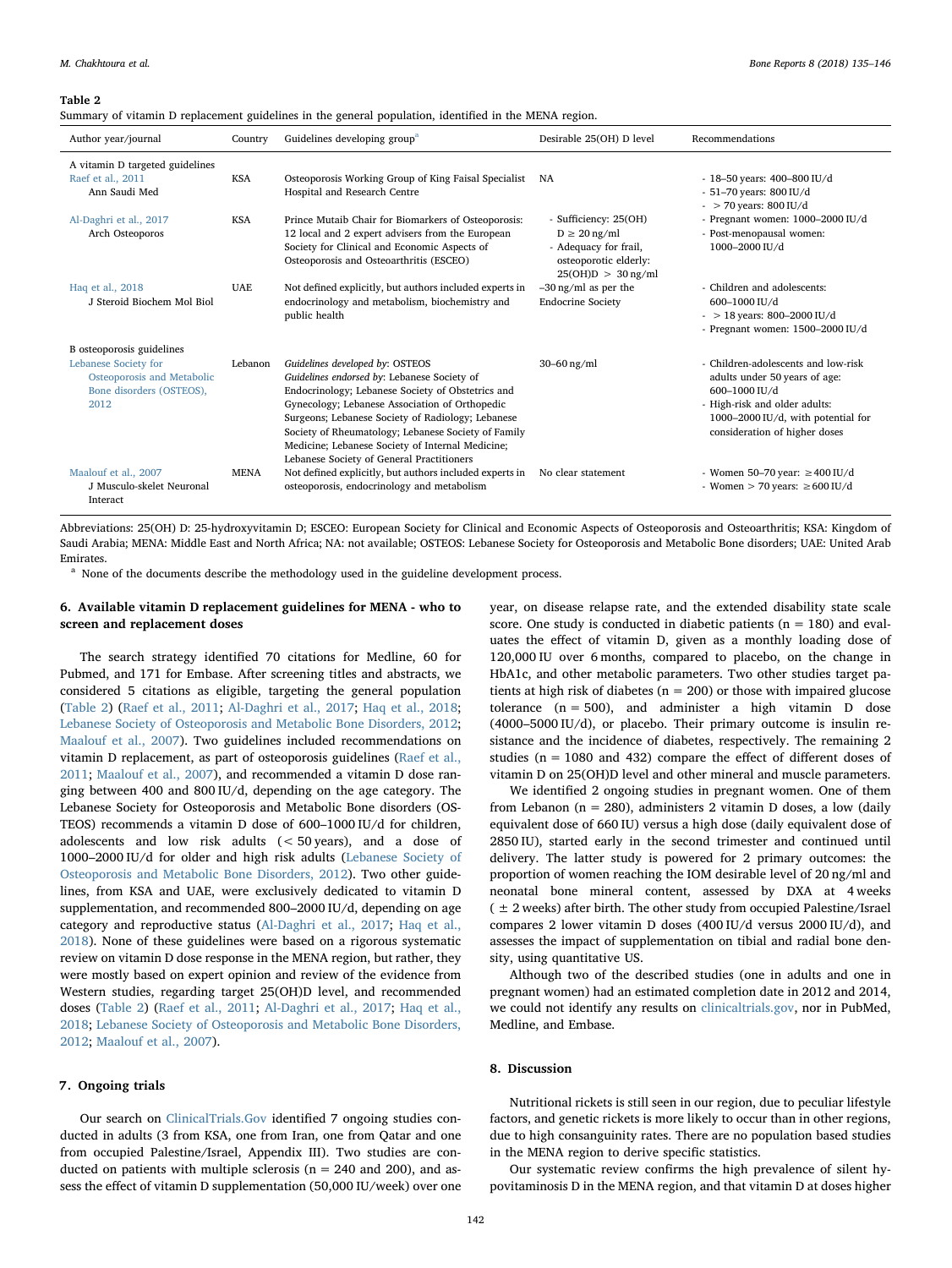**Table 2**

Summary of vitamin D replacement guidelines in the general population, identified in the MENA region.

| Author year/journal | Country | Guidelines developing group[a] | Desirable 25(OH) D level | Recommendations |
|---|---|---|---|---|
| A vitamin D targeted guidelines | | | | |
| Raef et al., 2011 Ann Saudi Med | KSA | Osteoporosis Working Group of King Faisal Specialist Hospital and Research Centre | NA | - 18–50 years: 400–800 IU/d<br>- 51–70 years: 800 IU/d<br>- > 70 years: 800 IU/d |
| Al-Daghri et al., 2017 Arch Osteoporos | KSA | Prince Mutaib Chair for Biomarkers of Osteoporosis: 12 local and 2 expert advisers from the European Society for Clinical and Economic Aspects of Osteoporosis and Osteoarthritis (ESCEO) | - Sufficiency: 25(OH) D ≥ 20 ng/ml<br>- Adequacy for frail, osteoporotic elderly: 25(OH)D > 30 ng/ml | - Pregnant women: 1000–2000 IU/d<br>- Post-menopausal women: 1000–2000 IU/d |
| Haq et al., 2018 J Steroid Biochem Mol Biol | UAE | Not defined explicitly, but authors included experts in endocrinology and metabolism, biochemistry and public health | –30 ng/ml as per the Endocrine Society | - Children and adolescents: 600–1000 IU/d<br>- > 18 years: 800–2000 IU/d<br>- Pregnant women: 1500–2000 IU/d |
| B osteoporosis guidelines | | | | |
| Lebanese Society for Osteoporosis and Metabolic Bone disorders (OSTEOS), 2012 | Lebanon | *Guidelines developed by*: OSTEOS<br>*Guidelines endorsed by*: Lebanese Society of Endocrinology; Lebanese Society of Obstetrics and Gynecology; Lebanese Association of Orthopedic Surgeons; Lebanese Society of Radiology; Lebanese Society of Rheumatology; Lebanese Society of Family Medicine; Lebanese Society of Internal Medicine; Lebanese Society of General Practitioners | 30–60 ng/ml | - Children-adolescents and low-risk adults under 50 years of age: 600–1000 IU/d<br>- High-risk and older adults: 1000–2000 IU/d, with potential for consideration of higher doses |
| Maalouf et al., 2007 J Musculo-skelet Neuronal Interact | MENA | Not defined explicitly, but authors included experts in osteoporosis, endocrinology and metabolism | No clear statement | - Women 50–70 year: ≥400 IU/d<br>- Women > 70 years: ≥600 IU/d |

Abbreviations: 25(OH) D: 25-hydroxyvitamin D; ESCEO: European Society for Clinical and Economic Aspects of Osteoporosis and Osteoarthritis; KSA: Kingdom of Saudi Arabia; MENA: Middle East and North Africa; NA: not available; OSTEOS: Lebanese Society for Osteoporosis and Metabolic Bone disorders; UAE: United Arab Emirates.

[a] None of the documents describe the methodology used in the guideline development process.

## 6. Available vitamin D replacement guidelines for MENA - who to screen and replacement doses

The search strategy identified 70 citations for Medline, 60 for Pubmed, and 171 for Embase. After screening titles and abstracts, we considered 5 citations as eligible, targeting the general population (Table 2) (Raef et al., 2011; Al-Daghri et al., 2017; Haq et al., 2018; Lebanese Society of Osteoporosis and Metabolic Bone Disorders, 2012; Maalouf et al., 2007). Two guidelines included recommendations on vitamin D replacement, as part of osteoporosis guidelines (Raef et al., 2011; Maalouf et al., 2007), and recommended a vitamin D dose ranging between 400 and 800 IU/d, depending on the age category. The Lebanese Society for Osteoporosis and Metabolic Bone disorders (OSTEOS) recommends a vitamin D dose of 600–1000 IU/d for children, adolescents and low risk adults (< 50 years), and a dose of 1000–2000 IU/d for older and high risk adults (Lebanese Society of Osteoporosis and Metabolic Bone Disorders, 2012). Two other guidelines, from KSA and UAE, were exclusively dedicated to vitamin D supplementation, and recommended 800–2000 IU/d, depending on age category and reproductive status (Al-Daghri et al., 2017; Haq et al., 2018). None of these guidelines were based on a rigorous systematic review on vitamin D dose response in the MENA region, but rather, they were mostly based on expert opinion and review of the evidence from Western studies, regarding target 25(OH)D level, and recommended doses (Table 2) (Raef et al., 2011; Al-Daghri et al., 2017; Haq et al., 2018; Lebanese Society of Osteoporosis and Metabolic Bone Disorders, 2012; Maalouf et al., 2007).

## 7. Ongoing trials

Our search on ClinicalTrials.Gov identified 7 ongoing studies conducted in adults (3 from KSA, one from Iran, one from Qatar and one from occupied Palestine/Israel, Appendix III). Two studies are conducted on patients with multiple sclerosis (n = 240 and 200), and assess the effect of vitamin D supplementation (50,000 IU/week) over one year, on disease relapse rate, and the extended disability state scale score. One study is conducted in diabetic patients (n = 180) and evaluates the effect of vitamin D, given as a monthly loading dose of 120,000 IU over 6 months, compared to placebo, on the change in HbA1c, and other metabolic parameters. Two other studies target patients at high risk of diabetes (n = 200) or those with impaired glucose tolerance (n = 500), and administer a high vitamin D dose (4000–5000 IU/d), or placebo. Their primary outcome is insulin resistance and the incidence of diabetes, respectively. The remaining 2 studies (n = 1080 and 432) compare the effect of different doses of vitamin D on 25(OH)D level and other mineral and muscle parameters.

We identified 2 ongoing studies in pregnant women. One of them from Lebanon (n = 280), administers 2 vitamin D doses, a low (daily equivalent dose of 660 IU) versus a high dose (daily equivalent dose of 2850 IU), started early in the second trimester and continued until delivery. The latter study is powered for 2 primary outcomes: the proportion of women reaching the IOM desirable level of 20 ng/ml and neonatal bone mineral content, assessed by DXA at 4 weeks (± 2 weeks) after birth. The other study from occupied Palestine/Israel compares 2 lower vitamin D doses (400 IU/d versus 2000 IU/d), and assesses the impact of supplementation on tibial and radial bone density, using quantitative US.

Although two of the described studies (one in adults and one in pregnant women) had an estimated completion date in 2012 and 2014, we could not identify any results on clinicaltrials.gov, nor in PubMed, Medline, and Embase.

## 8. Discussion

Nutritional rickets is still seen in our region, due to peculiar lifestyle factors, and genetic rickets is more likely to occur than in other regions, due to high consanguinity rates. There are no population based studies in the MENA region to derive specific statistics.

Our systematic review confirms the high prevalence of silent hypovitaminosis D in the MENA region, and that vitamin D at doses higher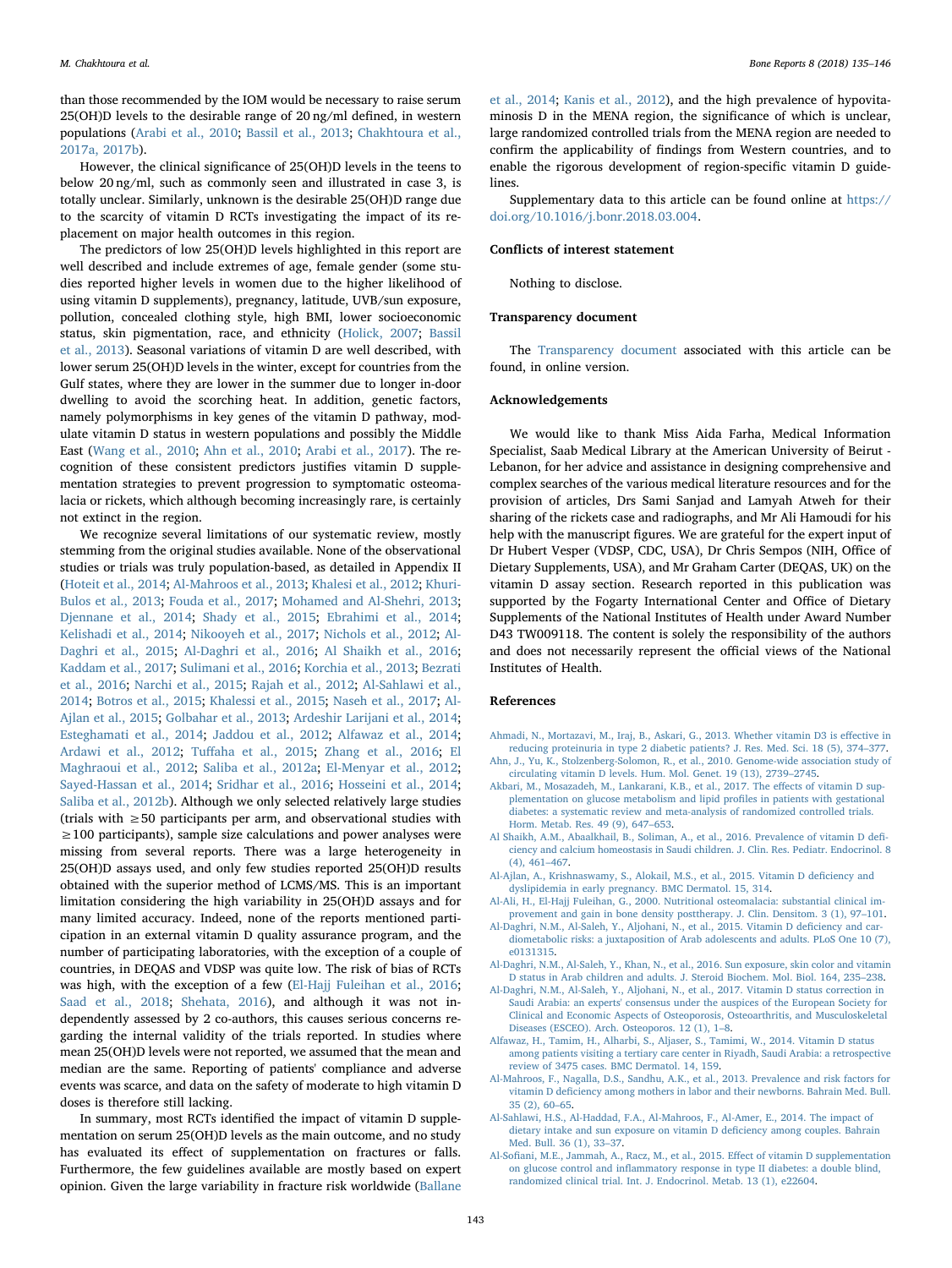than those recommended by the IOM would be necessary to raise serum 25(OH)D levels to the desirable range of 20 ng/ml defined, in western populations (Arabi et al., 2010; Bassil et al., 2013; Chakhtoura et al., 2017a, 2017b).

However, the clinical significance of 25(OH)D levels in the teens to below 20 ng/ml, such as commonly seen and illustrated in case 3, is totally unclear. Similarly, unknown is the desirable 25(OH)D range due to the scarcity of vitamin D RCTs investigating the impact of its replacement on major health outcomes in this region.

The predictors of low 25(OH)D levels highlighted in this report are well described and include extremes of age, female gender (some studies reported higher levels in women due to the higher likelihood of using vitamin D supplements), pregnancy, latitude, UVB/sun exposure, pollution, concealed clothing style, high BMI, lower socioeconomic status, skin pigmentation, race, and ethnicity (Holick, 2007; Bassil et al., 2013). Seasonal variations of vitamin D are well described, with lower serum 25(OH)D levels in the winter, except for countries from the Gulf states, where they are lower in the summer due to longer in-door dwelling to avoid the scorching heat. In addition, genetic factors, namely polymorphisms in key genes of the vitamin D pathway, modulate vitamin D status in western populations and possibly the Middle East (Wang et al., 2010; Ahn et al., 2010; Arabi et al., 2017). The recognition of these consistent predictors justifies vitamin D supplementation strategies to prevent progression to symptomatic osteomalacia or rickets, which although becoming increasingly rare, is certainly not extinct in the region.

We recognize several limitations of our systematic review, mostly stemming from the original studies available. None of the observational studies or trials was truly population-based, as detailed in Appendix II (Hoteit et al., 2014; Al-Mahroos et al., 2013; Khalesi et al., 2012; Khuri-Bulos et al., 2013; Fouda et al., 2017; Mohamed and Al-Shehri, 2013; Djennane et al., 2014; Shady et al., 2015; Ebrahimi et al., 2014; Kelishadi et al., 2014; Nikooyeh et al., 2017; Nichols et al., 2012; Al-Daghri et al., 2015; Al-Daghri et al., 2016; Al Shaikh et al., 2016; Kaddam et al., 2017; Sulimani et al., 2016; Korchia et al., 2013; Bezrati et al., 2016; Narchi et al., 2015; Rajah et al., 2012; Al-Sahlawi et al., 2014; Botros et al., 2015; Khalessi et al., 2015; Naseh et al., 2017; Al-Ajlan et al., 2015; Golbahar et al., 2013; Ardeshir Larijani et al., 2014; Esteghamati et al., 2014; Jaddou et al., 2012; Alfawaz et al., 2014; Ardawi et al., 2012; Tuffaha et al., 2015; Zhang et al., 2016; El Maghraoui et al., 2012; Saliba et al., 2012a; El-Menyar et al., 2012; Sayed-Hassan et al., 2014; Sridhar et al., 2016; Hosseini et al., 2014; Saliba et al., 2012b). Although we only selected relatively large studies (trials with ≥50 participants per arm, and observational studies with ≥100 participants), sample size calculations and power analyses were missing from several reports. There was a large heterogeneity in 25(OH)D assays used, and only few studies reported 25(OH)D results obtained with the superior method of LCMS/MS. This is an important limitation considering the high variability in 25(OH)D assays and for many limited accuracy. Indeed, none of the reports mentioned participation in an external vitamin D quality assurance program, and the number of participating laboratories, with the exception of a couple of countries, in DEQAS and VDSP was quite low. The risk of bias of RCTs was high, with the exception of a few (El-Hajj Fuleihan et al., 2016; Saad et al., 2018; Shehata, 2016), and although it was not independently assessed by 2 co-authors, this causes serious concerns regarding the internal validity of the trials reported. In studies where mean 25(OH)D levels were not reported, we assumed that the mean and median are the same. Reporting of patients' compliance and adverse events was scarce, and data on the safety of moderate to high vitamin D doses is therefore still lacking.

In summary, most RCTs identified the impact of vitamin D supplementation on serum 25(OH)D levels as the main outcome, and no study has evaluated its effect of supplementation on fractures or falls. Furthermore, the few guidelines available are mostly based on expert opinion. Given the large variability in fracture risk worldwide (Ballane et al., 2014; Kanis et al., 2012), and the high prevalence of hypovitaminosis D in the MENA region, the significance of which is unclear, large randomized controlled trials from the MENA region are needed to confirm the applicability of findings from Western countries, and to enable the rigorous development of region-specific vitamin D guidelines.

Supplementary data to this article can be found online at https://doi.org/10.1016/j.bonr.2018.03.004.

## Conflicts of interest statement

Nothing to disclose.

## Transparency document

The Transparency document associated with this article can be found, in online version.

## Acknowledgements

We would like to thank Miss Aida Farha, Medical Information Specialist, Saab Medical Library at the American University of Beirut - Lebanon, for her advice and assistance in designing comprehensive and complex searches of the various medical literature resources and for the provision of articles, Drs Sami Sanjad and Lamyah Atweh for their sharing of the rickets case and radiographs, and Mr Ali Hamoudi for his help with the manuscript figures. We are grateful for the expert input of Dr Hubert Vesper (VDSP, CDC, USA), Dr Chris Sempos (NIH, Office of Dietary Supplements, USA), and Mr Graham Carter (DEQAS, UK) on the vitamin D assay section. Research reported in this publication was supported by the Fogarty International Center and Office of Dietary Supplements of the National Institutes of Health under Award Number D43 TW009118. The content is solely the responsibility of the authors and does not necessarily represent the official views of the National Institutes of Health.

## References

Ahmadi, N., Mortazavi, M., Iraj, B., Askari, G., 2013. Whether vitamin D3 is effective in reducing proteinuria in type 2 diabetic patients? J. Res. Med. Sci. 18 (5), 374–377.

Ahn, J., Yu, K., Stolzenberg-Solomon, R., et al., 2010. Genome-wide association study of circulating vitamin D levels. Hum. Mol. Genet. 19 (13), 2739–2745.

Akbari, M., Mosazadeh, M., Lankarani, K.B., et al., 2017. The effects of vitamin D supplementation on glucose metabolism and lipid profiles in patients with gestational diabetes: a systematic review and meta-analysis of randomized controlled trials. Horm. Metab. Res. 49 (9), 647–653.

Al Shaikh, A.M., Abaalkhail, B., Soliman, A., et al., 2016. Prevalence of vitamin D deficiency and calcium homeostasis in Saudi children. J. Clin. Res. Pediatr. Endocrinol. 8 (4), 461–467.

Al-Ajlan, A., Krishnaswamy, S., Alokail, M.S., et al., 2015. Vitamin D deficiency and dyslipidemia in early pregnancy. BMC Dermatol. 15, 314.

Al-Ali, H., El-Hajj Fuleihan, G., 2000. Nutritional osteomalacia: substantial clinical improvement and gain in bone density posttherapy. J. Clin. Densitom. 3 (1), 97–101.

Al-Daghri, N.M., Al-Saleh, Y., Aljohani, N., et al., 2015. Vitamin D deficiency and cardiometabolic risks: a juxtaposition of Arab adolescents and adults. PLoS One 10 (7), e0131315.

Al-Daghri, N.M., Al-Saleh, Y., Khan, N., et al., 2016. Sun exposure, skin color and vitamin D status in Arab children and adults. J. Steroid Biochem. Mol. Biol. 164, 235–238.

Al-Daghri, N.M., Al-Saleh, Y., Aljohani, N., et al., 2017. Vitamin D status correction in Saudi Arabia: an experts' consensus under the auspices of the European Society for Clinical and Economic Aspects of Osteoporosis, Osteoarthritis, and Musculoskeletal Diseases (ESCEO). Arch. Osteoporos. 12 (1), 1–8.

Alfawaz, H., Tamim, H., Alharbi, S., Aljaser, S., Tamimi, W., 2014. Vitamin D status among patients visiting a tertiary care center in Riyadh, Saudi Arabia: a retrospective review of 3475 cases. BMC Dermatol. 14, 159.

Al-Mahroos, F., Nagalla, D.S., Sandhu, A.K., et al., 2013. Prevalence and risk factors for vitamin D deficiency among mothers in labor and their newborns. Bahrain Med. Bull. 35 (2), 60–65.

Al-Sahlawi, H.S., Al-Haddad, F.A., Al-Mahroos, F., Al-Amer, E., 2014. The impact of dietary intake and sun exposure on vitamin D deficiency among couples. Bahrain Med. Bull. 36 (1), 33–37.

Al-Sofiani, M.E., Jammah, A., Racz, M., et al., 2015. Effect of vitamin D supplementation on glucose control and inflammatory response in type II diabetes: a double blind, randomized clinical trial. Int. J. Endocrinol. Metab. 13 (1), e22604.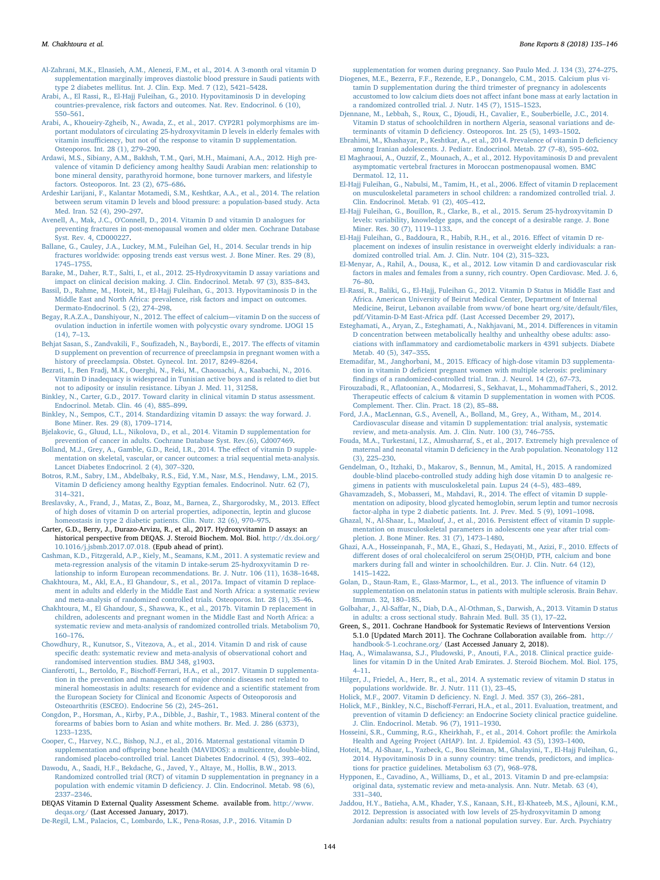Al-Zahrani, M.K., Elnasieh, A.M., Alenezi, F.M., et al., 2014. A 3-month oral vitamin D supplementation marginally improves diastolic blood pressure in Saudi patients with type 2 diabetes mellitus. Int. J. Clin. Exp. Med. 7 (12), 5421–5428.

Arabi, A., El Rassi, R., El-Hajj Fuleihan, G., 2010. Hypovitaminosis D in developing countries-prevalence, risk factors and outcomes. Nat. Rev. Endocrinol. 6 (10), 550–561.

Arabi, A., Khoueiry-Zgheib, N., Awada, Z., et al., 2017. CYP2R1 polymorphisms are important modulators of circulating 25-hydroxyvitamin D levels in elderly females with vitamin insufficiency, but not of the response to vitamin D supplementation. Osteoporos. Int. 28 (1), 279–290.

Ardawi, M.S., Sibiany, A.M., Bakhsh, T.M., Qari, M.H., Maimani, A.A., 2012. High prevalence of vitamin D deficiency among healthy Saudi Arabian men: relationship to bone mineral density, parathyroid hormone, bone turnover markers, and lifestyle factors. Osteoporos. Int. 23 (2), 675–686.

Ardeshir Larijani, F., Kalantar Motamedi, S.M., Keshtkar, A.A., et al., 2014. The relation between serum vitamin D levels and blood pressure: a population-based study. Acta Med. Iran. 52 (4), 290–297.

Avenell, A., Mak, J.C., O'Connell, D., 2014. Vitamin D and vitamin D analogues for preventing fractures in post-menopausal women and older men. Cochrane Database Syst. Rev. 4, CD000227.

Ballane, G., Cauley, J.A., Luckey, M.M., Fuleihan Gel, H., 2014. Secular trends in hip fractures worldwide: opposing trends east versus west. J. Bone Miner. Res. 29 (8), 1745–1755.

Barake, M., Daher, R.T., Salti, I., et al., 2012. 25-Hydroxyvitamin D assay variations and impact on clinical decision making. J. Clin. Endocrinol. Metab. 97 (3), 835–843.

Bassil, D., Rahme, M., Hoteit, M., El-Hajj Fuleihan, G., 2013. Hypovitaminosis D in the Middle East and North Africa: prevalence, risk factors and impact on outcomes. Dermato-Endocrinol. 5 (2), 274–298.

Begay, R.A.Z.A., Danshiyour, N., 2012. The effect of calcium—vitamin D on the success of ovulation induction in infertile women with polycystic ovary syndrome. IJOGI 15 (14), 7–13.

Behjat Sasan, S., Zandvakili, F., Soufizadeh, N., Baybordi, E., 2017. The effects of vitamin D supplement on prevention of recurrence of preeclampsia in pregnant women with a history of preeclampsia. Obstet. Gynecol. Int. 2017, 8249–8264.

Bezrati, I., Ben Fradj, M.K., Ouerghi, N., Feki, M., Chaouachi, A., Kaabachi, N., 2016. Vitamin D inadequacy is widespread in Tunisian active boys and is related to diet but not to adiposity or insulin resistance. Libyan J. Med. 11, 31258.

Binkley, N., Carter, G.D., 2017. Toward clarity in clinical vitamin D status assessment. Endocrinol. Metab. Clin. 46 (4), 885–899.

Binkley, N., Sempos, C.T., 2014. Standardizing vitamin D assays: the way forward. J. Bone Miner. Res. 29 (8), 1709–1714.

Bjelakovic, G., Gluud, L.L., Nikolova, D., et al., 2014. Vitamin D supplementation for prevention of cancer in adults. Cochrane Database Syst. Rev.(6), Cd007469.

Bolland, M.J., Grey, A., Gamble, G.D., Reid, I.R., 2014. The effect of vitamin D supplementation on skeletal, vascular, or cancer outcomes: a trial sequential meta-analysis. Lancet Diabetes Endocrinol. 2 (4), 307–320.

Botros, R.M., Sabry, I.M., Abdelbaky, R.S., Eid, Y.M., Nasr, M.S., Hendawy, L.M., 2015. Vitamin D deficiency among healthy Egyptian females. Endocrinol. Nutr. 62 (7), 314–321.

Breslavsky, A., Frand, J., Matas, Z., Boaz, M., Barnea, Z., Shargorodsky, M., 2013. Effect of high doses of vitamin D on arterial properties, adiponectin, leptin and glucose homeostasis in type 2 diabetic patients. Clin. Nutr. 32 (6), 970–975.

Carter, G.D., Berry, J., Durazo-Arvizu, R., et al., 2017. Hydroxyvitamin D assays: an historical perspective from DEQAS. J. Steroid Biochem. Mol. Biol. http://dx.doi.org/10.1016/j.jsbmb.2017.07.018. (Epub ahead of print).

Cashman, K.D., Fitzgerald, A.P., Kiely, M., Seamans, K.M., 2011. A systematic review and meta-regression analysis of the vitamin D intake-serum 25-hydroxyvitamin D relationship to inform European recommendations. Br. J. Nutr. 106 (11), 1638–1648.

Chakhtoura, M., Akl, E.A., El Ghandour, S., et al., 2017a. Impact of vitamin D replacement in adults and elderly in the Middle East and North Africa: a systematic review and meta-analysis of randomized controlled trials. Osteoporos. Int. 28 (1), 35–46.

Chakhtoura, M., El Ghandour, S., Shawwa, K., et al., 2017b. Vitamin D replacement in children, adolescents and pregnant women in the Middle East and North Africa: a systematic review and meta-analysis of randomized controlled trials. Metabolism 70, 160–176.

Chowdhury, R., Kunutsor, S., Vitezova, A., et al., 2014. Vitamin D and risk of cause specific death: systematic review and meta-analysis of observational cohort and randomised intervention studies. BMJ 348, g1903.

Cianferotti, L., Bertoldo, F., Bischoff-Ferrari, H.A., et al., 2017. Vitamin D supplementation in the prevention and management of major chronic diseases not related to mineral homeostasis in adults: research for evidence and a scientific statement from the European Society for Clinical and Economic Aspects of Osteoporosis and Osteoarthritis (ESCEO). Endocrine 56 (2), 245–261.

Congdon, P., Horsman, A., Kirby, P.A., Dibble, J., Bashir, T., 1983. Mineral content of the forearms of babies born to Asian and white mothers. Br. Med. J. 286 (6373), 1233–1235.

Cooper, C., Harvey, N.C., Bishop, N.J., et al., 2016. Maternal gestational vitamin D supplementation and offspring bone health (MAVIDOS): a multicentre, double-blind, randomised placebo-controlled trial. Lancet Diabetes Endocrinol. 4 (5), 393–402.

Dawodu, A., Saadi, H.F., Bekdache, G., Javed, Y., Altaye, M., Hollis, B.W., 2013. Randomized controlled trial (RCT) of vitamin D supplementation in pregnancy in a population with endemic vitamin D deficiency. J. Clin. Endocrinol. Metab. 98 (6), 2337–2346.

DEQAS Vitamin D External Quality Assessment Scheme. available from. http://www.deqas.org/ (Last Accessed January, 2017).

De-Regil, L.M., Palacios, C., Lombardo, L.K., Pena-Rosas, J.P., 2016. Vitamin D supplementation for women during pregnancy. Sao Paulo Med. J. 134 (3), 274–275.

Diogenes, M.E., Bezerra, F.F., Rezende, E.P., Donangelo, C.M., 2015. Calcium plus vitamin D supplementation during the third trimester of pregnancy in adolescents accustomed to low calcium diets does not affect infant bone mass at early lactation in a randomized controlled trial. J. Nutr. 145 (7), 1515–1523.

Djennane, M., Lebbah, S., Roux, C., Djoudi, H., Cavalier, E., Souberbielle, J.C., 2014. Vitamin D status of schoolchildren in northern Algeria, seasonal variations and determinants of vitamin D deficiency. Osteoporos. Int. 25 (5), 1493–1502.

Ebrahimi, M., Khashayar, P., Keshtkar, A., et al., 2014. Prevalence of vitamin D deficiency among Iranian adolescents. J. Pediatr. Endocrinol. Metab. 27 (7–8), 595–602.

El Maghraoui, A., Ouzzif, Z., Mounach, A., et al., 2012. Hypovitaminosis D and prevalent asymptomatic vertebral fractures in Moroccan postmenopausal women. BMC Dermatol. 12, 11.

El-Hajj Fuleihan, G., Nabulsi, M., Tamim, H., et al., 2006. Effect of vitamin D replacement on musculoskeletal parameters in school children: a randomized controlled trial. J. Clin. Endocrinol. Metab. 91 (2), 405–412.

El-Hajj Fuleihan, G., Bouillon, R., Clarke, B., et al., 2015. Serum 25-hydroxyvitamin D levels: variability, knowledge gaps, and the concept of a desirable range. J. Bone Miner. Res. 30 (7), 1119–1133.

El-Hajj Fuleihan, G., Baddoura, R., Habib, R.H., et al., 2016. Effect of vitamin D replacement on indexes of insulin resistance in overweight elderly individuals: a randomized controlled trial. Am. J. Clin. Nutr. 104 (2), 315–323.

El-Menyar, A., Rahil, A., Dousa, K., et al., 2012. Low vitamin D and cardiovascular risk factors in males and females from a sunny, rich country. Open Cardiovasc. Med. J. 6, 76–80.

El-Rassi, R., Baliki, G., El-Hajj, Fuleihan G., 2012. Vitamin D Status in Middle East and Africa. American University of Beirut Medical Center, Department of Internal Medicine, Beirut, Lebanon available from www/of bone heart org/site/default/files, pdf/Vitamin-D-M East-Africa pdf. (Last Accessed December 29, 2017).

Esteghamati, A., Aryan, Z., Esteghamati, A., Nakhjavani, M., 2014. Differences in vitamin D concentration between metabolically healthy and unhealthy obese adults: associations with inflammatory and cardiometabolic markers in 4391 subjects. Diabete Metab. 40 (5), 347–355.

Etemadifar, M., Janghorbani, M., 2015. Efficacy of high-dose vitamin D3 supplementation in vitamin D deficient pregnant women with multiple sclerosis: preliminary findings of a randomized-controlled trial. Iran. J. Neurol. 14 (2), 67–73.

Firouzabadi, R., Aflatoonian, A., Modarresi, S., Sekhavat, L., MohammadTaheri, S., 2012. Therapeutic effects of calcium & vitamin D supplementation in women with PCOS. Complement. Ther. Clin. Pract. 18 (2), 85–88.

Ford, J.A., MacLennan, G.S., Avenell, A., Bolland, M., Grey, A., Witham, M., 2014. Cardiovascular disease and vitamin D supplementation: trial analysis, systematic review, and meta-analysis. Am. J. Clin. Nutr. 100 (3), 746–755.

Fouda, M.A., Turkestani, I.Z., Almusharraf, S., et al., 2017. Extremely high prevalence of maternal and neonatal vitamin D deficiency in the Arab population. Neonatology 112 (3), 225–230.

Gendelman, O., Itzhaki, D., Makarov, S., Bennun, M., Amital, H., 2015. A randomized double-blind placebo-controlled study adding high dose vitamin D to analgesic regimens in patients with musculoskeletal pain. Lupus 24 (4–5), 483–489.

Ghavamzadeh, S., Mobasseri, M., Mahdavi, R., 2014. The effect of vitamin D supplementation on adiposity, blood glycated hemoglobin, serum leptin and tumor necrosis factor-alpha in type 2 diabetic patients. Int. J. Prev. Med. 5 (9), 1091–1098.

Ghazal, N., Al-Shaar, L., Maalouf, J., et al., 2016. Persistent effect of vitamin D supplementation on musculoskeletal parameters in adolescents one year after trial completion. J. Bone Miner. Res. 31 (7), 1473–1480.

Ghazi, A.A., Hosseinpanah, F., MA, E., Ghazi, S., Hedayati, M., Azizi, F., 2010. Effects of different doses of oral cholecalciferol on serum 25(OH)D, PTH, calcium and bone markers during fall and winter in schoolchildren. Eur. J. Clin. Nutr. 64 (12), 1415–1422.

Golan, D., Staun-Ram, E., Glass-Marmor, L., et al., 2013. The influence of vitamin D supplementation on melatonin status in patients with multiple sclerosis. Brain Behav. Immun. 32, 180–185.

Golbahar, J., Al-Saffar, N., Diab, D.A., Al-Othman, S., Darwish, A., 2013. Vitamin D status in adults: a cross sectional study. Bahrain Med. Bull. 35 (1), 17–22.

Green, S., 2011. Cochrane Handbook for Systematic Reviews of Interventions Version 5.1.0 [Updated March 2011]. The Cochrane Collaboration available from. http://handbook-5-1.cochrane.org/ (Last Accessed January 2, 2018).

Haq, A., Wimalawansa, S.J., Pludowski, P., Anouti, F.A., 2018. Clinical practice guidelines for vitamin D in the United Arab Emirates. J. Steroid Biochem. Mol. Biol. 175, 4–11.

Hilger, J., Friedel, A., Herr, R., et al., 2014. A systematic review of vitamin D status in populations worldwide. Br. J. Nutr. 111 (1), 23–45.

Holick, M.F., 2007. Vitamin D deficiency. N. Engl. J. Med. 357 (3), 266–281.

Holick, M.F., Binkley, N.C., Bischoff-Ferrari, H.A., et al., 2011. Evaluation, treatment, and prevention of vitamin D deficiency: an Endocrine Society clinical practice guideline. J. Clin. Endocrinol. Metab. 96 (7), 1911–1930.

Hosseini, S.R., Cumming, R.G., Kheirkhah, F., et al., 2014. Cohort profile: the Amirkola Health and Ageing Project (AHAP). Int. J. Epidemiol. 43 (5), 1393–1400.

Hoteit, M., Al-Shaar, L., Yazbeck, C., Bou Sleiman, M., Ghalayini, T., El-Hajj Fuleihan, G., 2014. Hypovitaminosis D in a sunny country: time trends, predictors, and implications for practice guidelines. Metabolism 63 (7), 968–978.

Hypponen, E., Cavadino, A., Williams, D., et al., 2013. Vitamin D and pre-eclampsia: original data, systematic review and meta-analysis. Ann. Nutr. Metab. 63 (4), 331–340.

Jaddou, H.Y., Batieha, A.M., Khader, Y.S., Kanaan, S.H., El-Khateeb, M.S., Ajlouni, K.M., 2012. Depression is associated with low levels of 25-hydroxyvitamin D among Jordanian adults: results from a national population survey. Eur. Arch. Psychiatry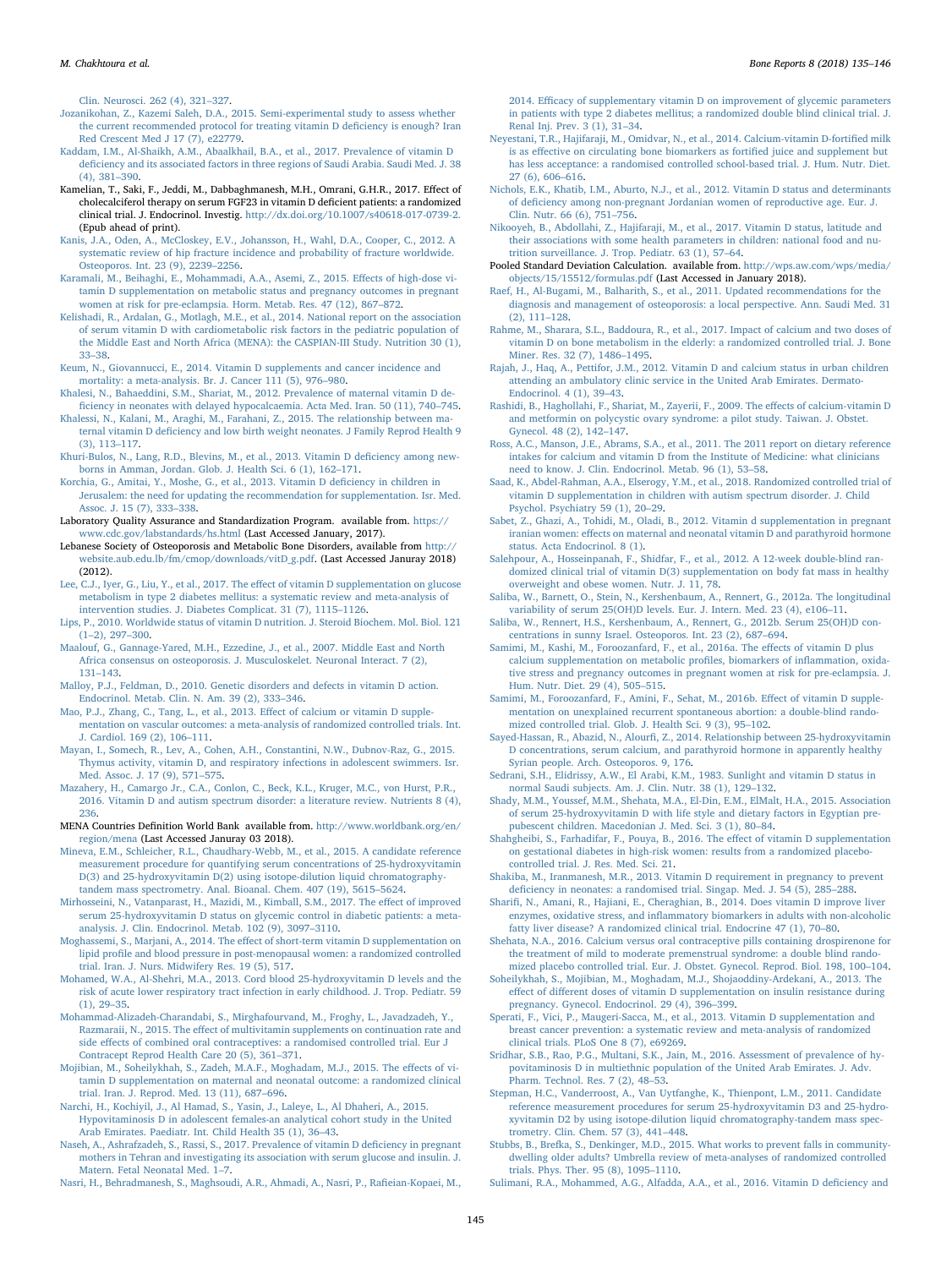Clin. Neurosci. 262 (4), 321–327.

Jozanikohan, Z., Kazemi Saleh, D.A., 2015. Semi-experimental study to assess whether the current recommended protocol for treating vitamin D deficiency is enough? Iran Red Crescent Med J 17 (7), e22779.

Kaddam, I.M., Al-Shaikh, A.M., Abaalkhail, B.A., et al., 2017. Prevalence of vitamin D deficiency and its associated factors in three regions of Saudi Arabia. Saudi Med. J. 38 (4), 381–390.

Kamelian, T., Saki, F., Jeddi, M., Dabbaghmanesh, M.H., Omrani, G.H.R., 2017. Effect of cholecalciferol therapy on serum FGF23 in vitamin D deficient patients: a randomized clinical trial. J. Endocrinol. Investig. http://dx.doi.org/10.1007/s40618-017-0739-2. (Epub ahead of print).

Kanis, J.A., Oden, A., McCloskey, E.V., Johansson, H., Wahl, D.A., Cooper, C., 2012. A systematic review of hip fracture incidence and probability of fracture worldwide. Osteoporos. Int. 23 (9), 2239–2256.

Karamali, M., Beihaghi, E., Mohammadi, A.A., Asemi, Z., 2015. Effects of high-dose vitamin D supplementation on metabolic status and pregnancy outcomes in pregnant women at risk for pre-eclampsia. Horm. Metab. Res. 47 (12), 867–872.

Kelishadi, R., Ardalan, G., Motlagh, M.E., et al., 2014. National report on the association of serum vitamin D with cardiometabolic risk factors in the pediatric population of the Middle East and North Africa (MENA): the CASPIAN-III Study. Nutrition 30 (1), 33–38.

Keum, N., Giovannucci, E., 2014. Vitamin D supplements and cancer incidence and mortality: a meta-analysis. Br. J. Cancer 111 (5), 976–980.

Khalesi, N., Bahaeddini, S.M., Shariat, M., 2012. Prevalence of maternal vitamin D deficiency in neonates with delayed hypocalcaemia. Acta Med. Iran. 50 (11), 740–745.

Khalessi, N., Kalani, M., Araghi, M., Farahani, Z., 2015. The relationship between maternal vitamin D deficiency and low birth weight neonates. J Family Reprod Health 9 (3), 113–117.

Khuri-Bulos, N., Lang, R.D., Blevins, M., et al., 2013. Vitamin D deficiency among newborns in Amman, Jordan. Glob. J. Health Sci. 6 (1), 162–171.

Korchia, G., Amitai, Y., Moshe, G., et al., 2013. Vitamin D deficiency in children in Jerusalem: the need for updating the recommendation for supplementation. Isr. Med. Assoc. J. 15 (7), 333–338.

Laboratory Quality Assurance and Standardization Program. available from. https://www.cdc.gov/labstandards/hs.html (Last Accessed January, 2017).

Lebanese Society of Osteoporosis and Metabolic Bone Disorders, available from http://website.aub.edu.lb/fm/cmop/downloads/vitD_g.pdf. (Last Accessed Januray 2018) (2012).

Lee, C.J., Iyer, G., Liu, Y., et al., 2017. The effect of vitamin D supplementation on glucose metabolism in type 2 diabetes mellitus: a systematic review and meta-analysis of intervention studies. J. Diabetes Complicat. 31 (7), 1115–1126.

Lips, P., 2010. Worldwide status of vitamin D nutrition. J. Steroid Biochem. Mol. Biol. 121 (1–2), 297–300.

Maalouf, G., Gannage-Yared, M.H., Ezzedine, J., et al., 2007. Middle East and North Africa consensus on osteoporosis. J. Musculoskelet. Neuronal Interact. 7 (2), 131–143.

Malloy, P.J., Feldman, D., 2010. Genetic disorders and defects in vitamin D action. Endocrinol. Metab. Clin. N. Am. 39 (2), 333–346.

Mao, P.J., Zhang, C., Tang, L., et al., 2013. Effect of calcium or vitamin D supplementation on vascular outcomes: a meta-analysis of randomized controlled trials. Int. J. Cardiol. 169 (2), 106–111.

Mayan, I., Somech, R., Lev, A., Cohen, A.H., Constantini, N.W., Dubnov-Raz, G., 2015. Thymus activity, vitamin D, and respiratory infections in adolescent swimmers. Isr. Med. Assoc. J. 17 (9), 571–575.

Mazahery, H., Camargo Jr., C.A., Conlon, C., Beck, K.L., Kruger, M.C., von Hurst, P.R., 2016. Vitamin D and autism spectrum disorder: a literature review. Nutrients 8 (4), 236.

MENA Countries Definition World Bank available from. http://www.worldbank.org/en/region/mena (Last Accessed Januray 03 2018).

Mineva, E.M., Schleicher, R.L., Chaudhary-Webb, M., et al., 2015. A candidate reference measurement procedure for quantifying serum concentrations of 25-hydroxyvitamin D(3) and 25-hydroxyvitamin D(2) using isotope-dilution liquid chromatography-tandem mass spectrometry. Anal. Bioanal. Chem. 407 (19), 5615–5624.

Mirhosseini, N., Vatanparast, H., Mazidi, M., Kimball, S.M., 2017. The effect of improved serum 25-hydroxyvitamin D status on glycemic control in diabetic patients: a meta-analysis. J. Clin. Endocrinol. Metab. 102 (9), 3097–3110.

Moghassemi, S., Marjani, A., 2014. The effect of short-term vitamin D supplementation on lipid profile and blood pressure in post-menopausal women: a randomized controlled trial. Iran. J. Nurs. Midwifery Res. 19 (5), 517.

Mohamed, W.A., Al-Shehri, M.A., 2013. Cord blood 25-hydroxyvitamin D levels and the risk of acute lower respiratory tract infection in early childhood. J. Trop. Pediatr. 59 (1), 29–35.

Mohammad-Alizadeh-Charandabi, S., Mirghafourvand, M., Froghy, L., Javadzadeh, Y., Razmaraii, N., 2015. The effect of multivitamin supplements on continuation rate and side effects of combined oral contraceptives: a randomised controlled trial. Eur J Contracept Reprod Health Care 20 (5), 361–371.

Mojibian, M., Soheilykhah, S., Zadeh, M.A.F., Moghadam, M.J., 2015. The effects of vitamin D supplementation on maternal and neonatal outcome: a randomized clinical trial. Iran. J. Reprod. Med. 13 (11), 687–696.

Narchi, H., Kochiyil, J., Al Hamad, S., Yasin, J., Laleye, L., Al Dhaheri, A., 2015. Hypovitaminosis D in adolescent females-an analytical cohort study in the United Arab Emirates. Paediatr. Int. Child Health 35 (1), 36–43.

Naseh, A., Ashrafzadeh, S., Rassi, S., 2017. Prevalence of vitamin D deficiency in pregnant mothers in Tehran and investigating its association with serum glucose and insulin. J. Matern. Fetal Neonatal Med. 1–7.

Nasri, H., Behradmanesh, S., Maghsoudi, A.R., Ahmadi, A., Nasri, P., Rafieian-Kopaei, M., 2014. Efficacy of supplementary vitamin D on improvement of glycemic parameters in patients with type 2 diabetes mellitus; a randomized double blind clinical trial. J. Renal Inj. Prev. 3 (1), 31–34.

Neyestani, T.R., Hajifaraji, M., Omidvar, N., et al., 2014. Calcium-vitamin D-fortified milk is as effective on circulating bone biomarkers as fortified juice and supplement but has less acceptance: a randomised controlled school-based trial. J. Hum. Nutr. Diet. 27 (6), 606–616.

Nichols, E.K., Khatib, I.M., Aburto, N.J., et al., 2012. Vitamin D status and determinants of deficiency among non-pregnant Jordanian women of reproductive age. Eur. J. Clin. Nutr. 66 (6), 751–756.

Nikooyeh, B., Abdollahi, Z., Hajifaraji, M., et al., 2017. Vitamin D status, latitude and their associations with some health parameters in children: national food and nutrition surveillance. J. Trop. Pediatr. 63 (1), 57–64.

Pooled Standard Deviation Calculation. available from. http://wps.aw.com/wps/media/objects/15/15512/formulas.pdf (Last Accessed in January 2018).

Raef, H., Al-Bugami, M., Balharith, S., et al., 2011. Updated recommendations for the diagnosis and management of osteoporosis: a local perspective. Ann. Saudi Med. 31 (2), 111–128.

Rahme, M., Sharara, S.L., Baddoura, R., et al., 2017. Impact of calcium and two doses of vitamin D on bone metabolism in the elderly: a randomized controlled trial. J. Bone Miner. Res. 32 (7), 1486–1495.

Rajah, J., Haq, A., Pettifor, J.M., 2012. Vitamin D and calcium status in urban children attending an ambulatory clinic service in the United Arab Emirates. Dermato-Endocrinol. 4 (1), 39–43.

Rashidi, B., Haghollahi, F., Shariat, M., Zayerii, F., 2009. The effects of calcium-vitamin D and metformin on polycystic ovary syndrome: a pilot study. Taiwan. J. Obstet. Gynecol. 48 (2), 142–147.

Ross, A.C., Manson, J.E., Abrams, S.A., et al., 2011. The 2011 report on dietary reference intakes for calcium and vitamin D from the Institute of Medicine: what clinicians need to know. J. Clin. Endocrinol. Metab. 96 (1), 53–58.

Saad, K., Abdel-Rahman, A.A., Elserogy, Y.M., et al., 2018. Randomized controlled trial of vitamin D supplementation in children with autism spectrum disorder. J. Child Psychol. Psychiatry 59 (1), 20–29.

Sabet, Z., Ghazi, A., Tohidi, M., Oladi, B., 2012. Vitamin d supplementation in pregnant iranian women: effects on maternal and neonatal vitamin D and parathyroid hormone status. Acta Endocrinol. 8 (1).

Salehpour, A., Hosseinpanah, F., Shidfar, F., et al., 2012. A 12-week double-blind randomized clinical trial of vitamin D(3) supplementation on body fat mass in healthy overweight and obese women. Nutr. J. 11, 78.

Saliba, W., Barnett, O., Stein, N., Kershenbaum, A., Rennert, G., 2012a. The longitudinal variability of serum 25(OH)D levels. Eur. J. Intern. Med. 23 (4), e106–11.

Saliba, W., Rennert, H.S., Kershenbaum, A., Rennert, G., 2012b. Serum 25(OH)D concentrations in sunny Israel. Osteoporos. Int. 23 (2), 687–694.

Samimi, M., Kashi, M., Foroozanfard, F., et al., 2016a. The effects of vitamin D plus calcium supplementation on metabolic profiles, biomarkers of inflammation, oxidative stress and pregnancy outcomes in pregnant women at risk for pre-eclampsia. J. Hum. Nutr. Diet. 29 (4), 505–515.

Samimi, M., Foroozanfard, F., Amini, F., Sehat, M., 2016b. Effect of vitamin D supplementation on unexplained recurrent spontaneous abortion: a double-blind randomized controlled trial. Glob. J. Health Sci. 9 (3), 95–102.

Sayed-Hassan, R., Abazid, N., Alourfi, Z., 2014. Relationship between 25-hydroxyvitamin D concentrations, serum calcium, and parathyroid hormone in apparently healthy Syrian people. Arch. Osteoporos. 9, 176.

Sedrani, S.H., Elidrissy, A.W., El Arabi, K.M., 1983. Sunlight and vitamin D status in normal Saudi subjects. Am. J. Clin. Nutr. 38 (1), 129–132.

Shady, M.M., Youssef, M.M., Shehata, M.A., El-Din, E.M., ElMalt, H.A., 2015. Association of serum 25-hydroxyvitamin D with life style and dietary factors in Egyptian prepubescent children. Macedonian J. Med. Sci. 3 (1), 80–84.

Shahgheibi, S., Farhadifar, F., Pouya, B., 2016. The effect of vitamin D supplementation on gestational diabetes in high-risk women: results from a randomized placebo-controlled trial. J. Res. Med. Sci. 21.

Shakiba, M., Iranmanesh, M.R., 2013. Vitamin D requirement in pregnancy to prevent deficiency in neonates: a randomised trial. Singap. Med. J. 54 (5), 285–288.

Sharifi, N., Amani, R., Hajiani, E., Cheraghian, B., 2014. Does vitamin D improve liver enzymes, oxidative stress, and inflammatory biomarkers in adults with non-alcoholic fatty liver disease? A randomized clinical trial. Endocrine 47 (1), 70–80.

Shehata, N.A., 2016. Calcium versus oral contraceptive pills containing drospirenone for the treatment of mild to moderate premenstrual syndrome: a double blind randomized placebo controlled trial. Eur. J. Obstet. Gynecol. Reprod. Biol. 198, 100–104.

Soheilykhah, S., Mojibian, M., Moghadam, M.J., Shojaoddiny-Ardekani, A., 2013. The effect of different doses of vitamin D supplementation on insulin resistance during pregnancy. Gynecol. Endocrinol. 29 (4), 396–399.

Sperati, F., Vici, P., Maugeri-Sacca, M., et al., 2013. Vitamin D supplementation and breast cancer prevention: a systematic review and meta-analysis of randomized clinical trials. PLoS One 8 (7), e69269.

Sridhar, S.B., Rao, P.G., Multani, S.K., Jain, M., 2016. Assessment of prevalence of hypovitaminosis D in multiethnic population of the United Arab Emirates. J. Adv. Pharm. Technol. Res. 7 (2), 48–53.

Stepman, H.C., Vanderroost, A., Van Uytfanghe, K., Thienpont, L.M., 2011. Candidate reference measurement procedures for serum 25-hydroxyvitamin D3 and 25-hydroxyvitamin D2 by using isotope-dilution liquid chromatography-tandem mass spectrometry. Clin. Chem. 57 (3), 441–448.

Stubbs, B., Brefka, S., Denkinger, M.D., 2015. What works to prevent falls in community-dwelling older adults? Umbrella review of meta-analyses of randomized controlled trials. Phys. Ther. 95 (8), 1095–1110.

Sulimani, R.A., Mohammed, A.G., Alfadda, A.A., et al., 2016. Vitamin D deficiency and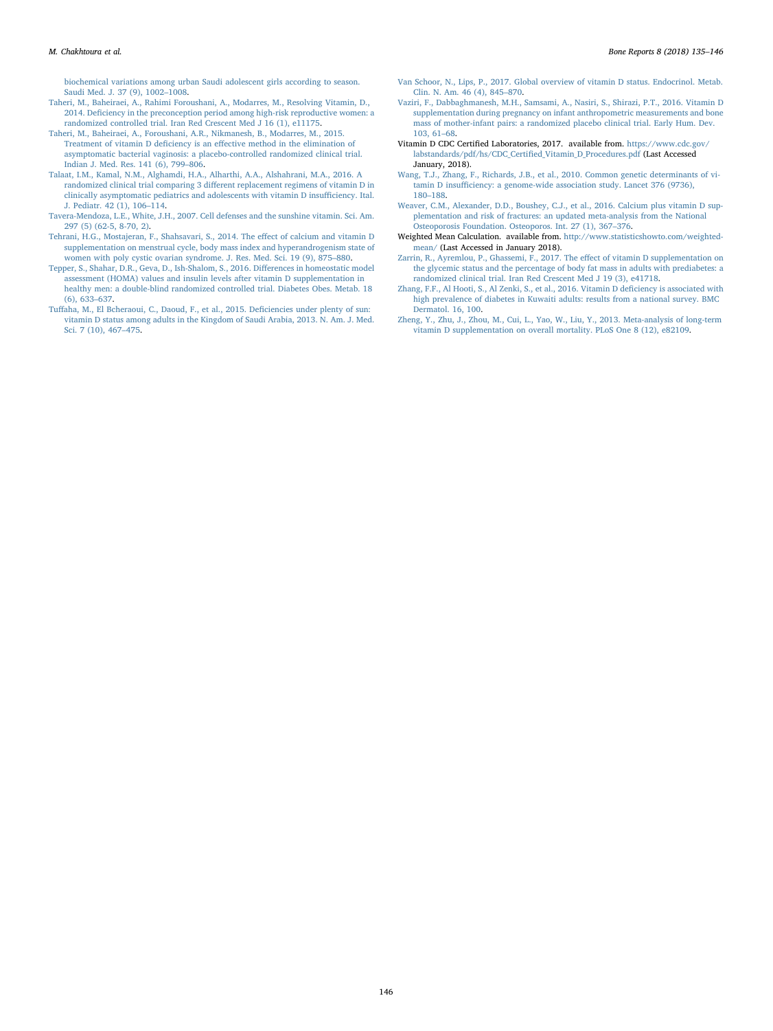biochemical variations among urban Saudi adolescent girls according to season. Saudi Med. J. 37 (9), 1002–1008.

Taheri, M., Baheiraei, A., Rahimi Foroushani, A., Modarres, M., Resolving Vitamin, D., 2014. Deficiency in the preconception period among high-risk reproductive women: a randomized controlled trial. Iran Red Crescent Med J 16 (1), e11175.

Taheri, M., Baheiraei, A., Foroushani, A.R., Nikmanesh, B., Modarres, M., 2015. Treatment of vitamin D deficiency is an effective method in the elimination of asymptomatic bacterial vaginosis: a placebo-controlled randomized clinical trial. Indian J. Med. Res. 141 (6), 799–806.

Talaat, I.M., Kamal, N.M., Alghamdi, H.A., Alharthi, A.A., Alshahrani, M.A., 2016. A randomized clinical trial comparing 3 different replacement regimens of vitamin D in clinically asymptomatic pediatrics and adolescents with vitamin D insufficiency. Ital. J. Pediatr. 42 (1), 106–114.

Tavera-Mendoza, L.E., White, J.H., 2007. Cell defenses and the sunshine vitamin. Sci. Am. 297 (5) (62-5, 8-70, 2).

Tehrani, H.G., Mostajeran, F., Shahsavari, S., 2014. The effect of calcium and vitamin D supplementation on menstrual cycle, body mass index and hyperandrogenism state of women with poly cystic ovarian syndrome. J. Res. Med. Sci. 19 (9), 875–880.

Tepper, S., Shahar, D.R., Geva, D., Ish-Shalom, S., 2016. Differences in homeostatic model assessment (HOMA) values and insulin levels after vitamin D supplementation in healthy men: a double-blind randomized controlled trial. Diabetes Obes. Metab. 18 (6), 633–637.

Tuffaha, M., El Bcheraoui, C., Daoud, F., et al., 2015. Deficiencies under plenty of sun: vitamin D status among adults in the Kingdom of Saudi Arabia, 2013. N. Am. J. Med. Sci. 7 (10), 467–475.

Van Schoor, N., Lips, P., 2017. Global overview of vitamin D status. Endocrinol. Metab. Clin. N. Am. 46 (4), 845–870.

Vaziri, F., Dabbaghmanesh, M.H., Samsami, A., Nasiri, S., Shirazi, P.T., 2016. Vitamin D supplementation during pregnancy on infant anthropometric measurements and bone mass of mother-infant pairs: a randomized placebo clinical trial. Early Hum. Dev. 103, 61–68.

Vitamin D CDC Certified Laboratories, 2017. available from. https://www.cdc.gov/labstandards/pdf/hs/CDC_Certified_Vitamin_D_Procedures.pdf (Last Accessed January, 2018).

Wang, T.J., Zhang, F., Richards, J.B., et al., 2010. Common genetic determinants of vitamin D insufficiency: a genome-wide association study. Lancet 376 (9736), 180–188.

Weaver, C.M., Alexander, D.D., Boushey, C.J., et al., 2016. Calcium plus vitamin D supplementation and risk of fractures: an updated meta-analysis from the National Osteoporosis Foundation. Osteoporos. Int. 27 (1), 367–376.

Weighted Mean Calculation. available from. http://www.statisticshowto.com/weighted-mean/ (Last Accessed in January 2018).

Zarrin, R., Ayremlou, P., Ghassemi, F., 2017. The effect of vitamin D supplementation on the glycemic status and the percentage of body fat mass in adults with prediabetes: a randomized clinical trial. Iran Red Crescent Med J 19 (3), e41718.

Zhang, F.F., Al Hooti, S., Al Zenki, S., et al., 2016. Vitamin D deficiency is associated with high prevalence of diabetes in Kuwaiti adults: results from a national survey. BMC Dermatol. 16, 100.

Zheng, Y., Zhu, J., Zhou, M., Cui, L., Yao, W., Liu, Y., 2013. Meta-analysis of long-term vitamin D supplementation on overall mortality. PLoS One 8 (12), e82109.